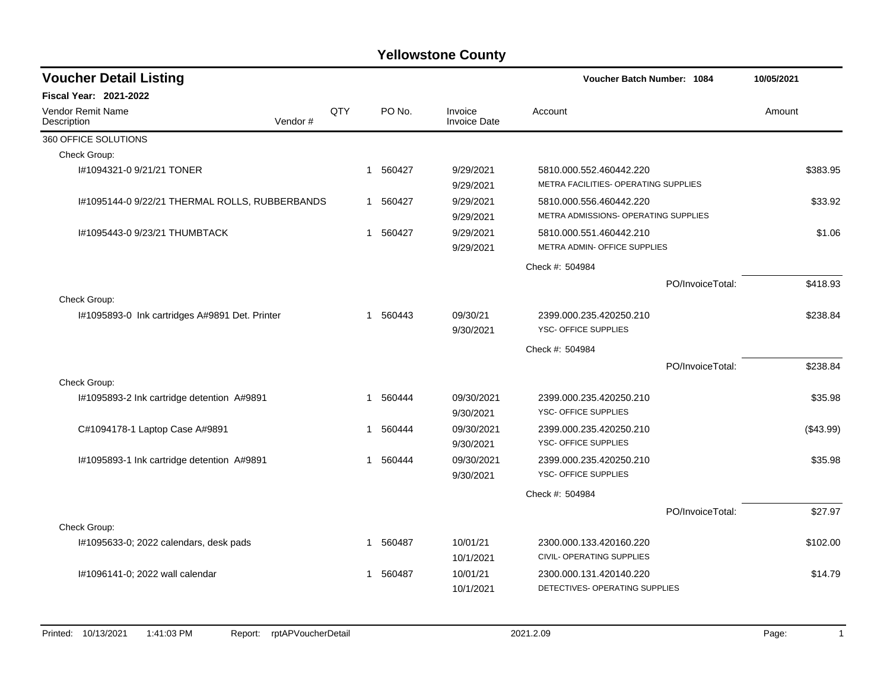# Yellowstone County

## Voucher Detail Listing

**Voucher Batch Number: 1084** 10/05/2021

**Fiscal Year: 2021-2022**

| Vendor Remit Name / Description | Vendor # | QTY | PO No. | Invoice / Invoice Date | Account | Amount |
|---|---|---|---|---|---|---|
| 360 OFFICE SOLUTIONS | | | | | | |
| Check Group: | | | | | | |
| I#1094321-0 9/21/21 TONER | | 1 | 560427 | 9/29/2021<br>9/29/2021 | 5810.000.552.460442.220<br>METRA FACILITIES- OPERATING SUPPLIES | $383.95 |
| I#1095144-0 9/22/21 THERMAL ROLLS, RUBBERBANDS | | 1 | 560427 | 9/29/2021<br>9/29/2021 | 5810.000.556.460442.220<br>METRA ADMISSIONS- OPERATING SUPPLIES | $33.92 |
| I#1095443-0 9/23/21 THUMBTACK | | 1 | 560427 | 9/29/2021<br>9/29/2021 | 5810.000.551.460442.210<br>METRA ADMIN- OFFICE SUPPLIES | $1.06 |
| | | | | | Check #: 504984 | |
| | | | | | PO/InvoiceTotal: | $418.93 |
| Check Group: | | | | | | |
| I#1095893-0 Ink cartridges A#9891 Det. Printer | | 1 | 560443 | 09/30/21<br>9/30/2021 | 2399.000.235.420250.210<br>YSC- OFFICE SUPPLIES | $238.84 |
| | | | | | Check #: 504984 | |
| | | | | | PO/InvoiceTotal: | $238.84 |
| Check Group: | | | | | | |
| I#1095893-2 Ink cartridge detention A#9891 | | 1 | 560444 | 09/30/2021<br>9/30/2021 | 2399.000.235.420250.210<br>YSC- OFFICE SUPPLIES | $35.98 |
| C#1094178-1 Laptop Case A#9891 | | 1 | 560444 | 09/30/2021<br>9/30/2021 | 2399.000.235.420250.210<br>YSC- OFFICE SUPPLIES | ($43.99) |
| I#1095893-1 Ink cartridge detention A#9891 | | 1 | 560444 | 09/30/2021<br>9/30/2021 | 2399.000.235.420250.210<br>YSC- OFFICE SUPPLIES | $35.98 |
| | | | | | Check #: 504984 | |
| | | | | | PO/InvoiceTotal: | $27.97 |
| Check Group: | | | | | | |
| I#1095633-0; 2022 calendars, desk pads | | 1 | 560487 | 10/01/21<br>10/1/2021 | 2300.000.133.420160.220<br>CIVIL- OPERATING SUPPLIES | $102.00 |
| I#1096141-0; 2022 wall calendar | | 1 | 560487 | 10/01/21<br>10/1/2021 | 2300.000.131.420140.220<br>DETECTIVES- OPERATING SUPPLIES | $14.79 |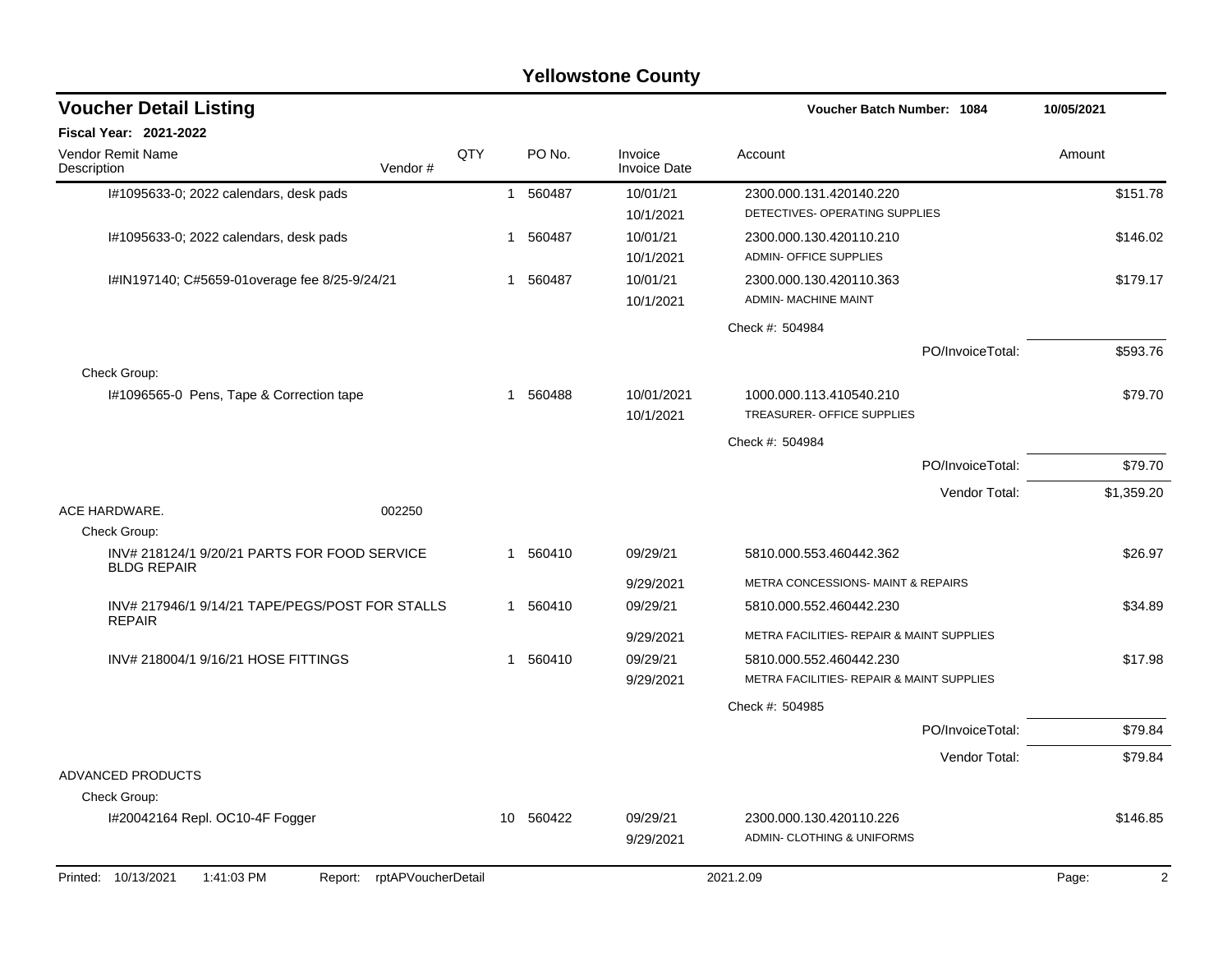# Yellowstone County

## Voucher Detail Listing

**Voucher Batch Number: 1084** | 10/05/2021

**Fiscal Year: 2021-2022**

| Vendor Remit Name / Description | Vendor # | QTY | PO No. | Invoice / Invoice Date | Account | Amount |
|---|---|---|---|---|---|---|
| I#1095633-0; 2022 calendars, desk pads | | 1 | 560487 | 10/01/21<br>10/1/2021 | 2300.000.131.420140.220<br>DETECTIVES- OPERATING SUPPLIES | $151.78 |
| I#1095633-0; 2022 calendars, desk pads | | 1 | 560487 | 10/01/21<br>10/1/2021 | 2300.000.130.420110.210<br>ADMIN- OFFICE SUPPLIES | $146.02 |
| I#IN197140; C#5659-01overage fee 8/25-9/24/21 | | 1 | 560487 | 10/01/21<br>10/1/2021 | 2300.000.130.420110.363<br>ADMIN- MACHINE MAINT | $179.17 |
| | | | | | Check #: 504984 | |
| | | | | | PO/InvoiceTotal: | $593.76 |
| Check Group: | | | | | | |
| I#1096565-0 Pens, Tape & Correction tape | | 1 | 560488 | 10/01/2021<br>10/1/2021 | 1000.000.113.410540.210<br>TREASURER- OFFICE SUPPLIES | $79.70 |
| | | | | | Check #: 504984 | |
| | | | | | PO/InvoiceTotal: | $79.70 |
| | | | | | Vendor Total: | $1,359.20 |
| ACE HARDWARE. | 002250 | | | | | |
| Check Group: | | | | | | |
| INV# 218124/1 9/20/21 PARTS FOR FOOD SERVICE BLDG REPAIR | | 1 | 560410 | 09/29/21<br>9/29/2021 | 5810.000.553.460442.362<br>METRA CONCESSIONS- MAINT & REPAIRS | $26.97 |
| INV# 217946/1 9/14/21 TAPE/PEGS/POST FOR STALLS REPAIR | | 1 | 560410 | 09/29/21<br>9/29/2021 | 5810.000.552.460442.230<br>METRA FACILITIES- REPAIR & MAINT SUPPLIES | $34.89 |
| INV# 218004/1 9/16/21 HOSE FITTINGS | | 1 | 560410 | 09/29/21<br>9/29/2021 | 5810.000.552.460442.230<br>METRA FACILITIES- REPAIR & MAINT SUPPLIES | $17.98 |
| | | | | | Check #: 504985 | |
| | | | | | PO/InvoiceTotal: | $79.84 |
| | | | | | Vendor Total: | $79.84 |
| ADVANCED PRODUCTS | | | | | | |
| Check Group: | | | | | | |
| I#20042164 Repl. OC10-4F Fogger | | 10 | 560422 | 09/29/21<br>9/29/2021 | 2300.000.130.420110.226<br>ADMIN- CLOTHING & UNIFORMS | $146.85 |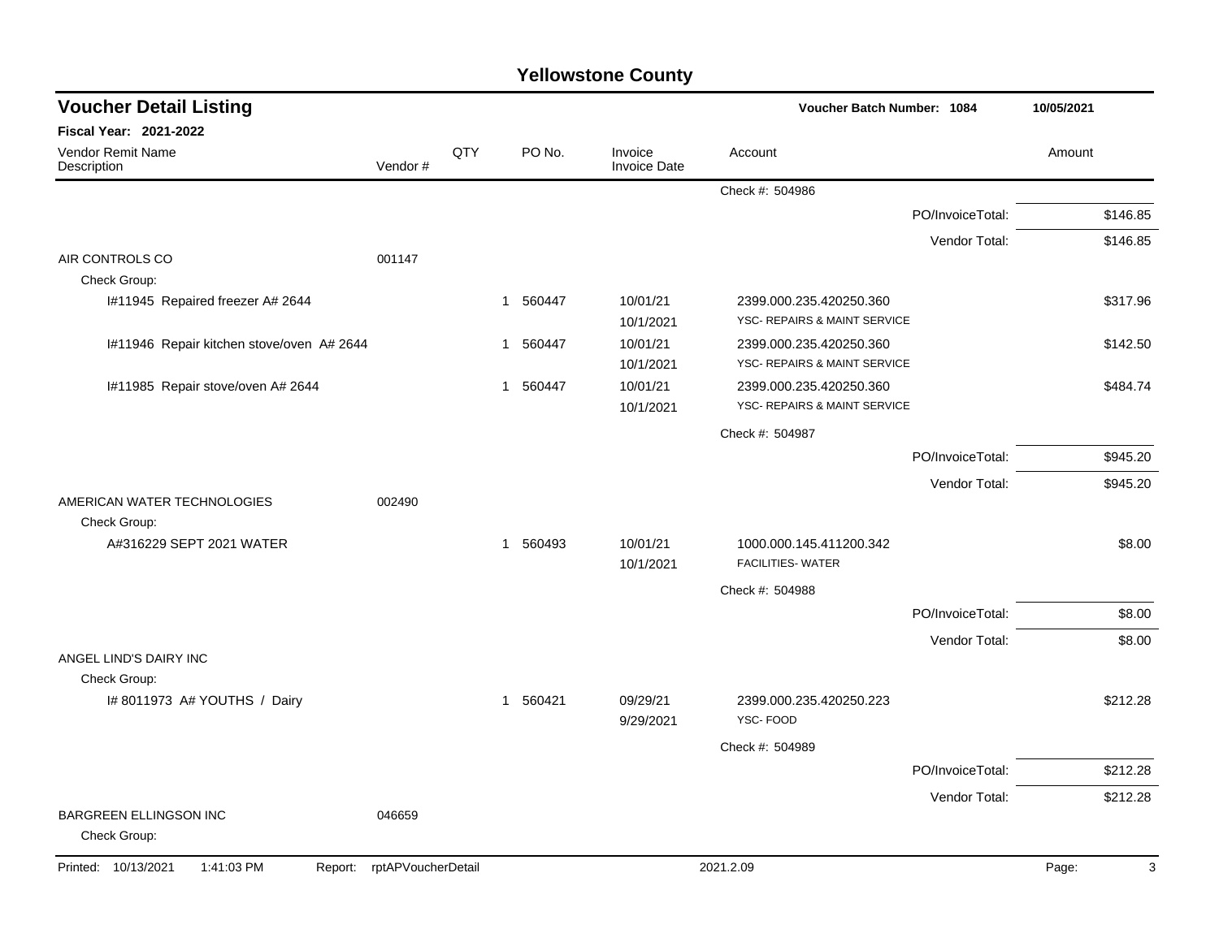# Yellowstone County

## Voucher Detail Listing

**Voucher Batch Number: 1084** — 10/05/2021

**Fiscal Year: 2021-2022**

| Vendor Remit Name / Description | Vendor # | QTY | PO No. | Invoice / Invoice Date | Account | Amount |
|---|---|---|---|---|---|---|
| | | | | | Check #: 504986 | |
| | | | | | PO/InvoiceTotal: | $146.85 |
| | | | | | Vendor Total: | $146.85 |
| AIR CONTROLS CO | 001147 | | | | | |
| Check Group: | | | | | | |
| I#11945 Repaired freezer A# 2644 | | 1 | 560447 | 10/01/21 10/1/2021 | 2399.000.235.420250.360 YSC- REPAIRS & MAINT SERVICE | $317.96 |
| I#11946 Repair kitchen stove/oven A# 2644 | | 1 | 560447 | 10/01/21 10/1/2021 | 2399.000.235.420250.360 YSC- REPAIRS & MAINT SERVICE | $142.50 |
| I#11985 Repair stove/oven A# 2644 | | 1 | 560447 | 10/01/21 10/1/2021 | 2399.000.235.420250.360 YSC- REPAIRS & MAINT SERVICE | $484.74 |
| | | | | | Check #: 504987 | |
| | | | | | PO/InvoiceTotal: | $945.20 |
| | | | | | Vendor Total: | $945.20 |
| AMERICAN WATER TECHNOLOGIES | 002490 | | | | | |
| Check Group: | | | | | | |
| A#316229 SEPT 2021 WATER | | 1 | 560493 | 10/01/21 10/1/2021 | 1000.000.145.411200.342 FACILITIES- WATER | $8.00 |
| | | | | | Check #: 504988 | |
| | | | | | PO/InvoiceTotal: | $8.00 |
| | | | | | Vendor Total: | $8.00 |
| ANGEL LIND'S DAIRY INC | | | | | | |
| Check Group: | | | | | | |
| I# 8011973 A# YOUTHS / Dairy | | 1 | 560421 | 09/29/21 9/29/2021 | 2399.000.235.420250.223 YSC- FOOD | $212.28 |
| | | | | | Check #: 504989 | |
| | | | | | PO/InvoiceTotal: | $212.28 |
| | | | | | Vendor Total: | $212.28 |
| BARGREEN ELLINGSON INC | 046659 | | | | | |
| Check Group: | | | | | | |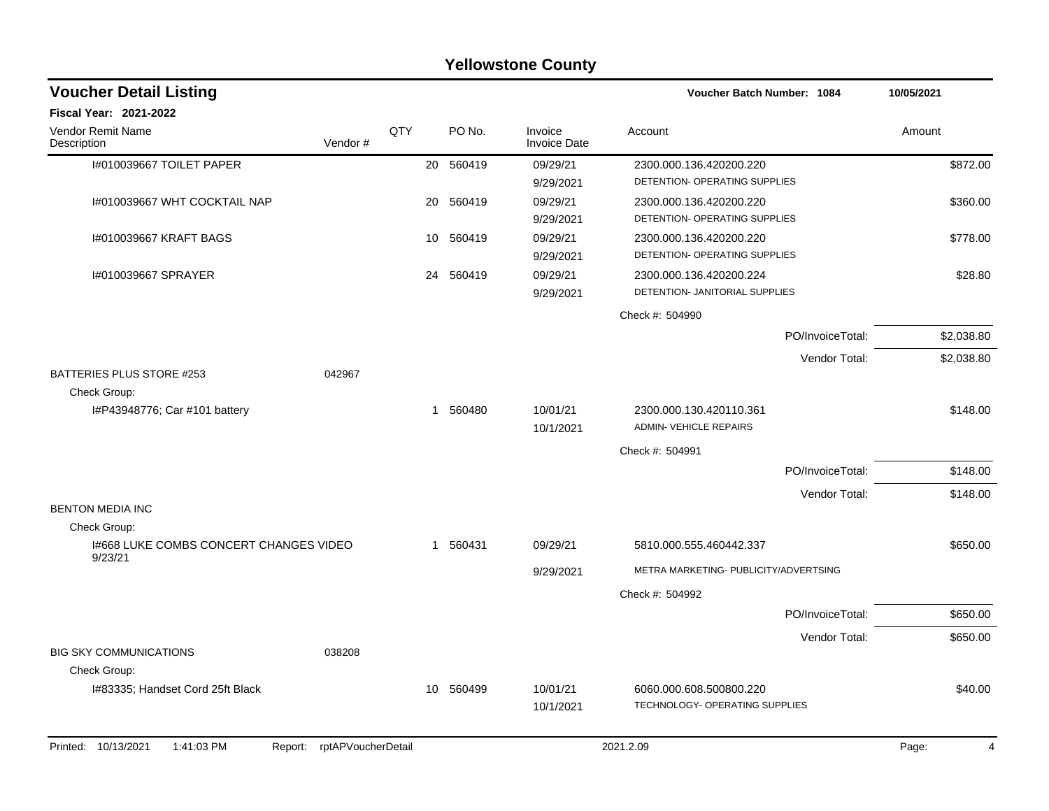# Yellowstone County

## Voucher Detail Listing

**Voucher Batch Number: 1084** — 10/05/2021

**Fiscal Year: 2021-2022**

| Vendor Remit Name / Description | Vendor # | QTY | PO No. | Invoice / Invoice Date | Account | Amount |
|---|---|---|---|---|---|---|
| I#010039667 TOILET PAPER | | 20 | 560419 | 09/29/21 / 9/29/2021 | 2300.000.136.420200.220 DETENTION- OPERATING SUPPLIES | $872.00 |
| I#010039667 WHT COCKTAIL NAP | | 20 | 560419 | 09/29/21 / 9/29/2021 | 2300.000.136.420200.220 DETENTION- OPERATING SUPPLIES | $360.00 |
| I#010039667 KRAFT BAGS | | 10 | 560419 | 09/29/21 / 9/29/2021 | 2300.000.136.420200.220 DETENTION- OPERATING SUPPLIES | $778.00 |
| I#010039667 SPRAYER | | 24 | 560419 | 09/29/21 / 9/29/2021 | 2300.000.136.420200.224 DETENTION- JANITORIAL SUPPLIES | $28.80 |
| | | | | | Check #: 504990 | |
| | | | | | PO/InvoiceTotal: | $2,038.80 |
| | | | | | Vendor Total: | $2,038.80 |
| BATTERIES PLUS STORE #253 | 042967 | | | | | |
| Check Group: | | | | | | |
| I#P43948776; Car #101 battery | | 1 | 560480 | 10/01/21 / 10/1/2021 | 2300.000.130.420110.361 ADMIN- VEHICLE REPAIRS | $148.00 |
| | | | | | Check #: 504991 | |
| | | | | | PO/InvoiceTotal: | $148.00 |
| | | | | | Vendor Total: | $148.00 |
| BENTON MEDIA INC | | | | | | |
| Check Group: | | | | | | |
| I#668 LUKE COMBS CONCERT CHANGES VIDEO 9/23/21 | | 1 | 560431 | 09/29/21 / 9/29/2021 | 5810.000.555.460442.337 METRA MARKETING- PUBLICITY/ADVERTSING | $650.00 |
| | | | | | Check #: 504992 | |
| | | | | | PO/InvoiceTotal: | $650.00 |
| | | | | | Vendor Total: | $650.00 |
| BIG SKY COMMUNICATIONS | 038208 | | | | | |
| Check Group: | | | | | | |
| I#83335; Handset Cord 25ft Black | | 10 | 560499 | 10/01/21 / 10/1/2021 | 6060.000.608.500800.220 TECHNOLOGY- OPERATING SUPPLIES | $40.00 |

Printed: 10/13/2021 1:41:03 PM Report: rptAPVoucherDetail 2021.2.09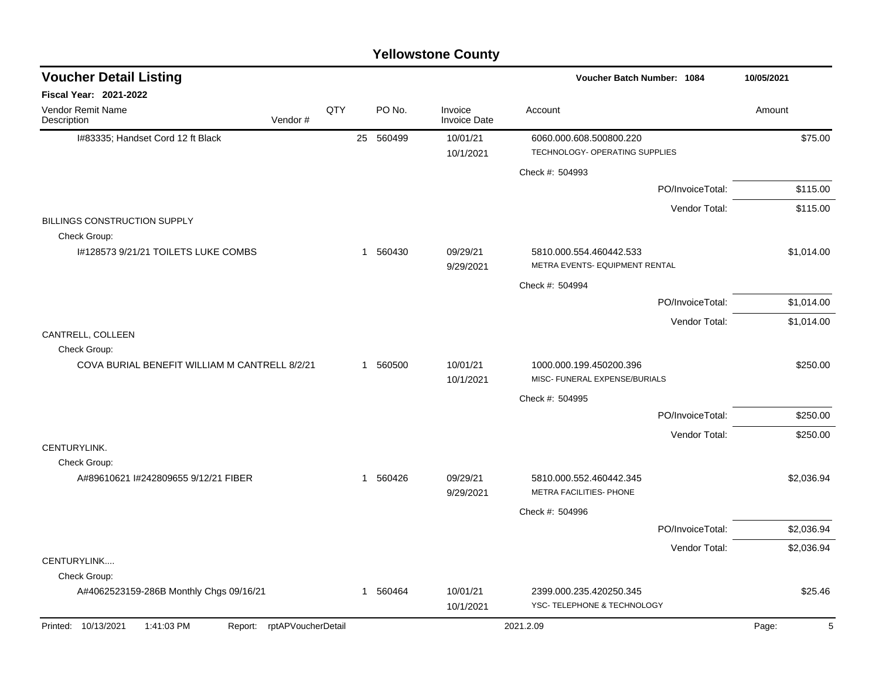## Yellowstone County

### Voucher Detail Listing

**Voucher Batch Number: 1084** 10/05/2021

**Fiscal Year: 2021-2022**

| Vendor Remit Name / Description | Vendor # | QTY | PO No. | Invoice / Invoice Date | Account | Amount |
|---|---|---|---|---|---|---|
| I#83335; Handset Cord 12 ft Black | | 25 | 560499 | 10/01/21 10/1/2021 | 6060.000.608.500800.220 TECHNOLOGY- OPERATING SUPPLIES | $75.00 |
| | | | | | Check #: 504993 | |
| | | | | | PO/InvoiceTotal: | $115.00 |
| | | | | | Vendor Total: | $115.00 |
| BILLINGS CONSTRUCTION SUPPLY | | | | | | |
| Check Group: | | | | | | |
| I#128573 9/21/21 TOILETS LUKE COMBS | | 1 | 560430 | 09/29/21 9/29/2021 | 5810.000.554.460442.533 METRA EVENTS- EQUIPMENT RENTAL | $1,014.00 |
| | | | | | Check #: 504994 | |
| | | | | | PO/InvoiceTotal: | $1,014.00 |
| | | | | | Vendor Total: | $1,014.00 |
| CANTRELL, COLLEEN | | | | | | |
| Check Group: | | | | | | |
| COVA BURIAL BENEFIT WILLIAM M CANTRELL 8/2/21 | | 1 | 560500 | 10/01/21 10/1/2021 | 1000.000.199.450200.396 MISC- FUNERAL EXPENSE/BURIALS | $250.00 |
| | | | | | Check #: 504995 | |
| | | | | | PO/InvoiceTotal: | $250.00 |
| | | | | | Vendor Total: | $250.00 |
| CENTURYLINK. | | | | | | |
| Check Group: | | | | | | |
| A#89610621 I#242809655 9/12/21 FIBER | | 1 | 560426 | 09/29/21 9/29/2021 | 5810.000.552.460442.345 METRA FACILITIES- PHONE | $2,036.94 |
| | | | | | Check #: 504996 | |
| | | | | | PO/InvoiceTotal: | $2,036.94 |
| | | | | | Vendor Total: | $2,036.94 |
| CENTURYLINK.... | | | | | | |
| Check Group: | | | | | | |
| A#4062523159-286B Monthly Chgs 09/16/21 | | 1 | 560464 | 10/01/21 10/1/2021 | 2399.000.235.420250.345 YSC- TELEPHONE & TECHNOLOGY | $25.46 |

Printed: 10/13/2021 1:41:03 PM Report: rptAPVoucherDetail 2021.2.09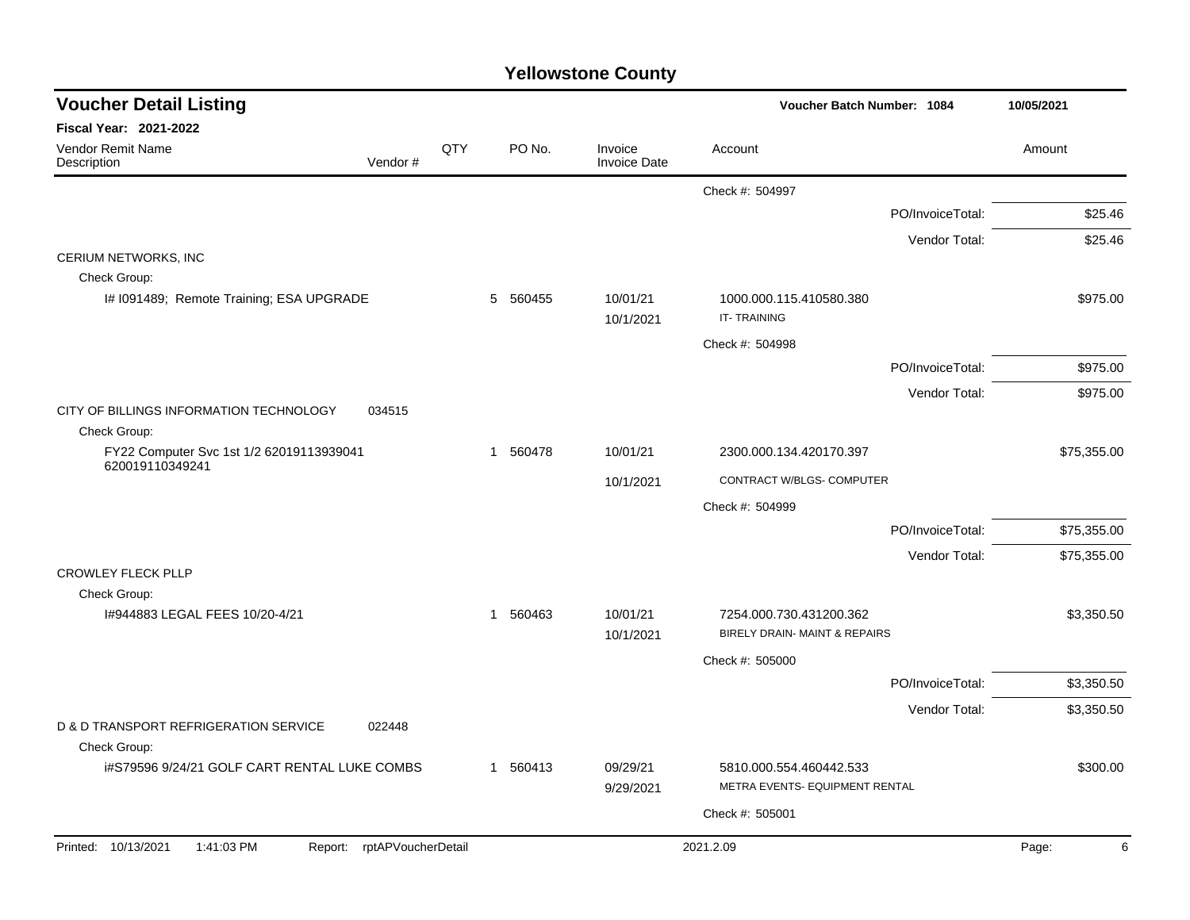# Yellowstone County

## Voucher Detail Listing

**Voucher Batch Number: 1084** — 10/05/2021

**Fiscal Year: 2021-2022**

| Vendor Remit Name / Description | Vendor # | QTY | PO No. | Invoice / Invoice Date | Account | Amount |
|---|---|---|---|---|---|---|
| | | | | | Check #: 504997 | |
| | | | | | PO/InvoiceTotal: | $25.46 |
| | | | | | Vendor Total: | $25.46 |
| CERIUM NETWORKS, INC | | | | | | |
| Check Group: | | | | | | |
| I# I091489; Remote Training; ESA UPGRADE | | 5 | 560455 | 10/01/21 10/1/2021 | 1000.000.115.410580.380 IT- TRAINING | $975.00 |
| | | | | | Check #: 504998 | |
| | | | | | PO/InvoiceTotal: | $975.00 |
| | | | | | Vendor Total: | $975.00 |
| CITY OF BILLINGS INFORMATION TECHNOLOGY | 034515 | | | | | |
| Check Group: | | | | | | |
| FY22 Computer Svc 1st 1/2 62019113939041 620019110349241 | | 1 | 560478 | 10/01/21 10/1/2021 | 2300.000.134.420170.397 CONTRACT W/BLGS- COMPUTER | $75,355.00 |
| | | | | | Check #: 504999 | |
| | | | | | PO/InvoiceTotal: | $75,355.00 |
| | | | | | Vendor Total: | $75,355.00 |
| CROWLEY FLECK PLLP | | | | | | |
| Check Group: | | | | | | |
| I#944883 LEGAL FEES 10/20-4/21 | | 1 | 560463 | 10/01/21 10/1/2021 | 7254.000.730.431200.362 BIRELY DRAIN- MAINT & REPAIRS | $3,350.50 |
| | | | | | Check #: 505000 | |
| | | | | | PO/InvoiceTotal: | $3,350.50 |
| | | | | | Vendor Total: | $3,350.50 |
| D & D TRANSPORT REFRIGERATION SERVICE | 022448 | | | | | |
| Check Group: | | | | | | |
| i#S79596 9/24/21 GOLF CART RENTAL LUKE COMBS | | 1 | 560413 | 09/29/21 9/29/2021 | 5810.000.554.460442.533 METRA EVENTS- EQUIPMENT RENTAL | $300.00 |
| | | | | | Check #: 505001 | |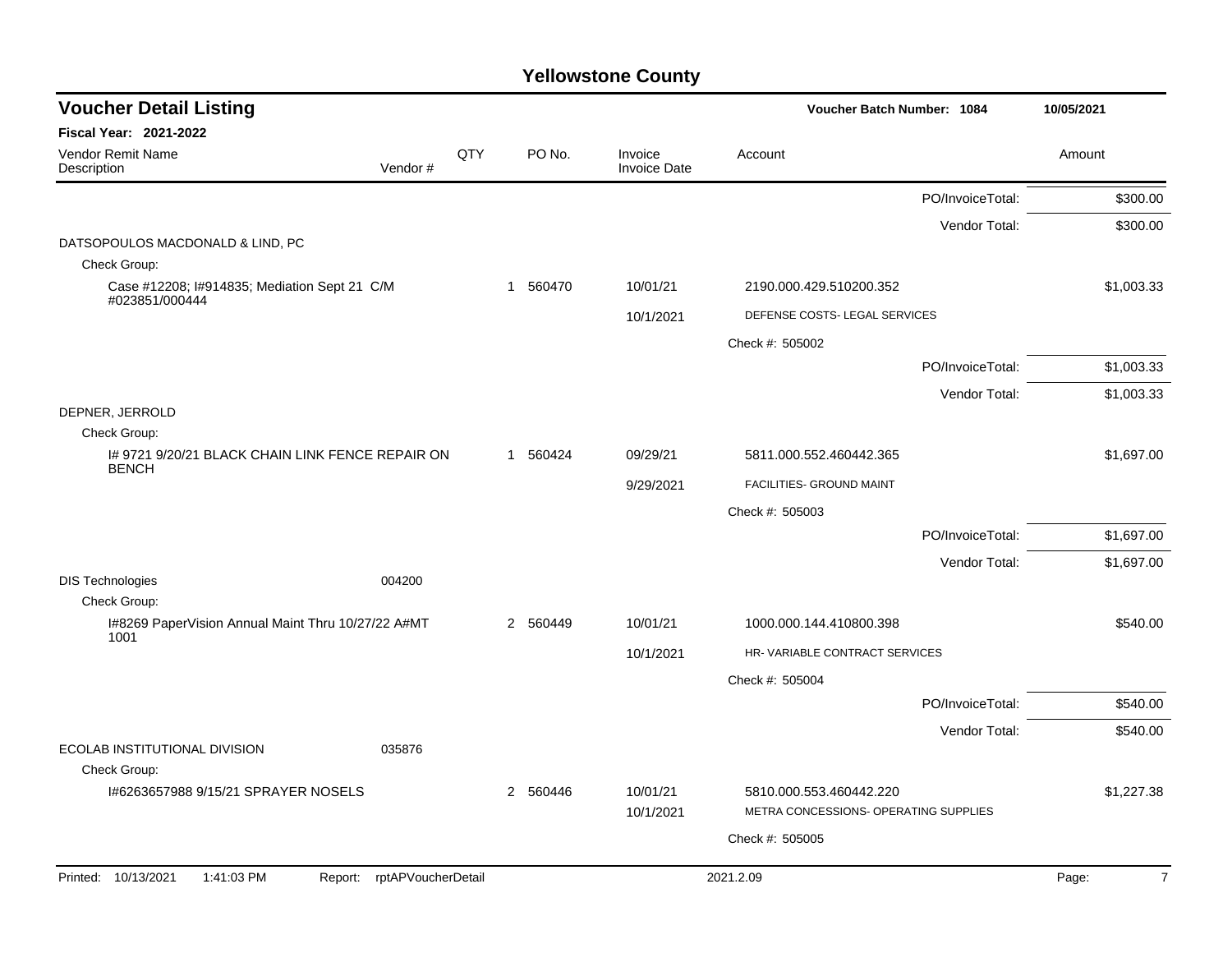# Yellowstone County

## Voucher Detail Listing

**Voucher Batch Number: 1084** | **10/05/2021**

**Fiscal Year: 2021-2022**

| Vendor Remit Name / Description | Vendor # | QTY | PO No. | Invoice / Invoice Date | Account | Amount |
|---|---|---|---|---|---|---|
| | | | | | PO/InvoiceTotal: | $300.00 |
| | | | | | Vendor Total: | $300.00 |
| DATSOPOULOS MACDONALD & LIND, PC | | | | | | |
| Check Group: | | | | | | |
| Case #12208; I#914835; Mediation Sept 21 C/M #023851/000444 | | 1 | 560470 | 10/01/21 | 2190.000.429.510200.352 | $1,003.33 |
| | | | | 10/1/2021 | DEFENSE COSTS- LEGAL SERVICES | |
| | | | | | Check #: 505002 | |
| | | | | | PO/InvoiceTotal: | $1,003.33 |
| | | | | | Vendor Total: | $1,003.33 |
| DEPNER, JERROLD | | | | | | |
| Check Group: | | | | | | |
| I# 9721 9/20/21 BLACK CHAIN LINK FENCE REPAIR ON BENCH | | 1 | 560424 | 09/29/21 | 5811.000.552.460442.365 | $1,697.00 |
| | | | | 9/29/2021 | FACILITIES- GROUND MAINT | |
| | | | | | Check #: 505003 | |
| | | | | | PO/InvoiceTotal: | $1,697.00 |
| | | | | | Vendor Total: | $1,697.00 |
| DIS Technologies | 004200 | | | | | |
| Check Group: | | | | | | |
| I#8269 PaperVision Annual Maint Thru 10/27/22 A#MT 1001 | | 2 | 560449 | 10/01/21 | 1000.000.144.410800.398 | $540.00 |
| | | | | 10/1/2021 | HR- VARIABLE CONTRACT SERVICES | |
| | | | | | Check #: 505004 | |
| | | | | | PO/InvoiceTotal: | $540.00 |
| | | | | | Vendor Total: | $540.00 |
| ECOLAB INSTITUTIONAL DIVISION | 035876 | | | | | |
| Check Group: | | | | | | |
| I#6263657988 9/15/21 SPRAYER NOSELS | | 2 | 560446 | 10/01/21 | 5810.000.553.460442.220 | $1,227.38 |
| | | | | 10/1/2021 | METRA CONCESSIONS- OPERATING SUPPLIES | |
| | | | | | Check #: 505005 | |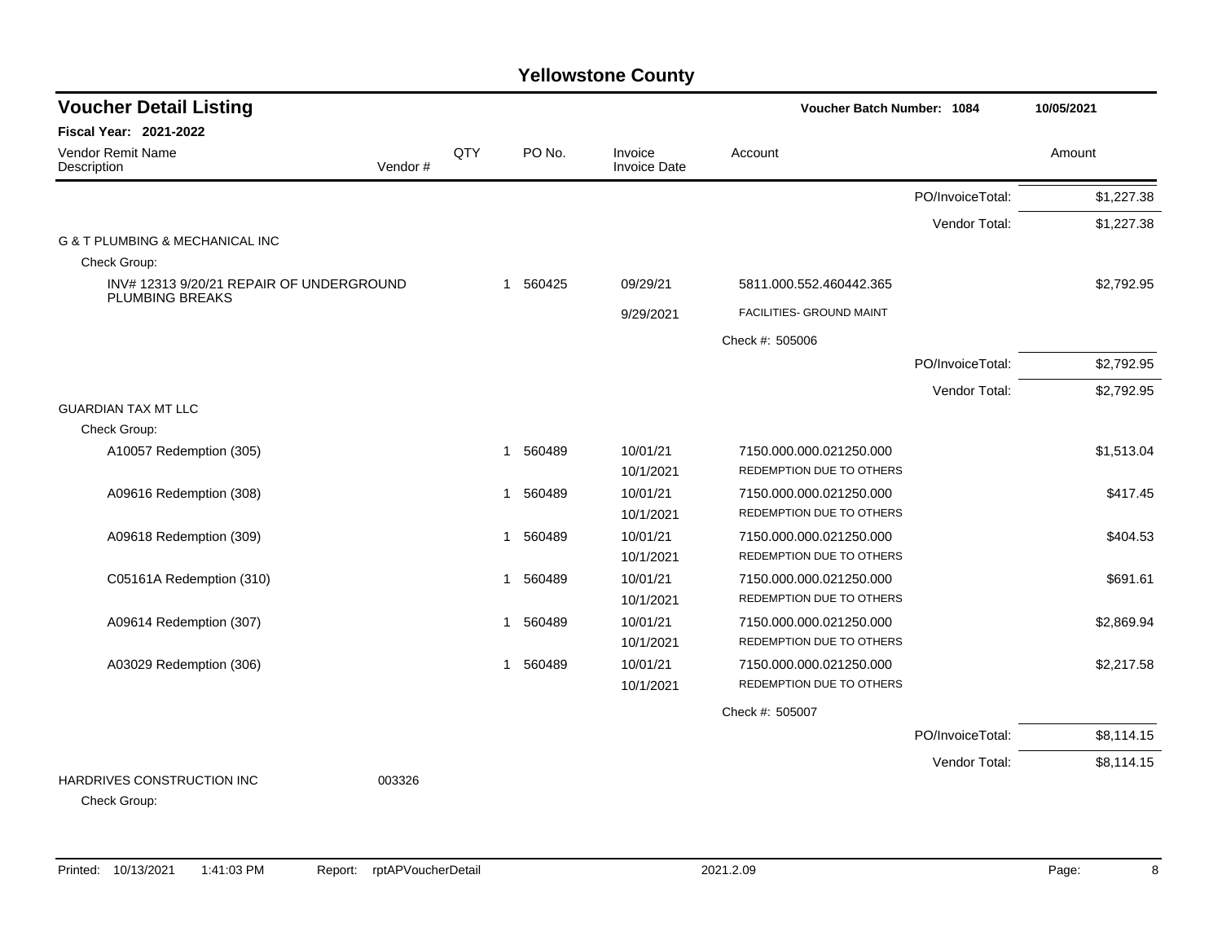# Yellowstone County

## Voucher Detail Listing

**Voucher Batch Number: 1084** — 10/05/2021

**Fiscal Year: 2021-2022**

| Vendor Remit Name / Description | Vendor # | QTY | PO No. | Invoice / Invoice Date | Account | | Amount |
|---|---|---|---|---|---|---|---|
| | | | | | | PO/InvoiceTotal: | $1,227.38 |
| | | | | | | Vendor Total: | $1,227.38 |
| G & T PLUMBING & MECHANICAL INC | | | | | | | |
| Check Group: | | | | | | | |
| INV# 12313 9/20/21 REPAIR OF UNDERGROUND PLUMBING BREAKS | | 1 | 560425 | 09/29/21 | 5811.000.552.460442.365 | | $2,792.95 |
| | | | | 9/29/2021 | FACILITIES- GROUND MAINT | | |
| | | | | | Check #: 505006 | | |
| | | | | | | PO/InvoiceTotal: | $2,792.95 |
| | | | | | | Vendor Total: | $2,792.95 |
| GUARDIAN TAX MT LLC | | | | | | | |
| Check Group: | | | | | | | |
| A10057 Redemption (305) | | 1 | 560489 | 10/01/21 | 7150.000.000.021250.000 | | $1,513.04 |
| | | | | 10/1/2021 | REDEMPTION DUE TO OTHERS | | |
| A09616 Redemption (308) | | 1 | 560489 | 10/01/21 | 7150.000.000.021250.000 | | $417.45 |
| | | | | 10/1/2021 | REDEMPTION DUE TO OTHERS | | |
| A09618 Redemption (309) | | 1 | 560489 | 10/01/21 | 7150.000.000.021250.000 | | $404.53 |
| | | | | 10/1/2021 | REDEMPTION DUE TO OTHERS | | |
| C05161A Redemption (310) | | 1 | 560489 | 10/01/21 | 7150.000.000.021250.000 | | $691.61 |
| | | | | 10/1/2021 | REDEMPTION DUE TO OTHERS | | |
| A09614 Redemption (307) | | 1 | 560489 | 10/01/21 | 7150.000.000.021250.000 | | $2,869.94 |
| | | | | 10/1/2021 | REDEMPTION DUE TO OTHERS | | |
| A03029 Redemption (306) | | 1 | 560489 | 10/01/21 | 7150.000.000.021250.000 | | $2,217.58 |
| | | | | 10/1/2021 | REDEMPTION DUE TO OTHERS | | |
| | | | | | Check #: 505007 | | |
| | | | | | | PO/InvoiceTotal: | $8,114.15 |
| | | | | | | Vendor Total: | $8,114.15 |
| HARDRIVES CONSTRUCTION INC | 003326 | | | | | | |
| Check Group: | | | | | | | |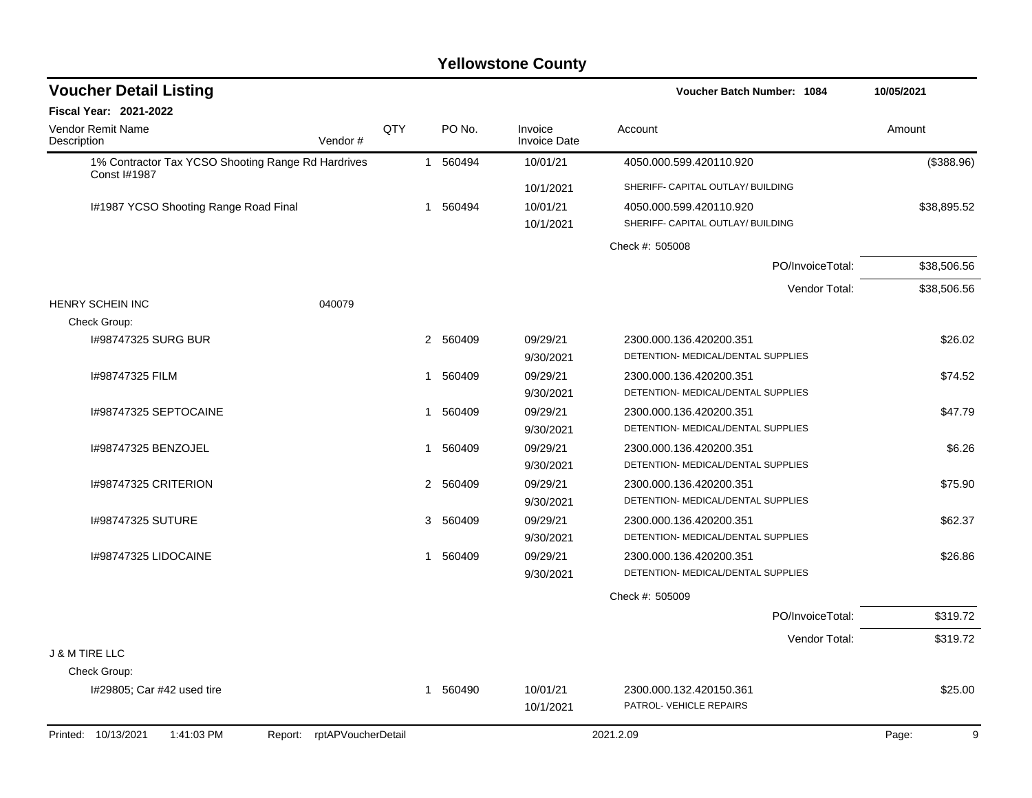# Yellowstone County

## Voucher Detail Listing

**Voucher Batch Number: 1084** 10/05/2021

**Fiscal Year: 2021-2022**

| Vendor Remit Name / Description | Vendor # | QTY | PO No. | Invoice / Invoice Date | Account | Amount |
|---|---|---|---|---|---|---|
| 1% Contractor Tax YCSO Shooting Range Rd Hardrives Const I#1987 | | 1 | 560494 | 10/01/21 | 4050.000.599.420110.920 | ($388.96) |
| | | | | 10/1/2021 | SHERIFF- CAPITAL OUTLAY/ BUILDING | |
| I#1987 YCSO Shooting Range Road Final | | 1 | 560494 | 10/01/21 | 4050.000.599.420110.920 | $38,895.52 |
| | | | | 10/1/2021 | SHERIFF- CAPITAL OUTLAY/ BUILDING | |
| | | | | | Check #: 505008 | |
| | | | | | PO/InvoiceTotal: | $38,506.56 |
| | | | | | Vendor Total: | $38,506.56 |
| HENRY SCHEIN INC | 040079 | | | | | |
| Check Group: | | | | | | |
| I#98747325 SURG BUR | | 2 | 560409 | 09/29/21 | 2300.000.136.420200.351 | $26.02 |
| | | | | 9/30/2021 | DETENTION- MEDICAL/DENTAL SUPPLIES | |
| I#98747325 FILM | | 1 | 560409 | 09/29/21 | 2300.000.136.420200.351 | $74.52 |
| | | | | 9/30/2021 | DETENTION- MEDICAL/DENTAL SUPPLIES | |
| I#98747325 SEPTOCAINE | | 1 | 560409 | 09/29/21 | 2300.000.136.420200.351 | $47.79 |
| | | | | 9/30/2021 | DETENTION- MEDICAL/DENTAL SUPPLIES | |
| I#98747325 BENZOJEL | | 1 | 560409 | 09/29/21 | 2300.000.136.420200.351 | $6.26 |
| | | | | 9/30/2021 | DETENTION- MEDICAL/DENTAL SUPPLIES | |
| I#98747325 CRITERION | | 2 | 560409 | 09/29/21 | 2300.000.136.420200.351 | $75.90 |
| | | | | 9/30/2021 | DETENTION- MEDICAL/DENTAL SUPPLIES | |
| I#98747325 SUTURE | | 3 | 560409 | 09/29/21 | 2300.000.136.420200.351 | $62.37 |
| | | | | 9/30/2021 | DETENTION- MEDICAL/DENTAL SUPPLIES | |
| I#98747325 LIDOCAINE | | 1 | 560409 | 09/29/21 | 2300.000.136.420200.351 | $26.86 |
| | | | | 9/30/2021 | DETENTION- MEDICAL/DENTAL SUPPLIES | |
| | | | | | Check #: 505009 | |
| | | | | | PO/InvoiceTotal: | $319.72 |
| | | | | | Vendor Total: | $319.72 |
| J & M TIRE LLC | | | | | | |
| Check Group: | | | | | | |
| I#29805; Car #42 used tire | | 1 | 560490 | 10/01/21 | 2300.000.132.420150.361 | $25.00 |
| | | | | 10/1/2021 | PATROL- VEHICLE REPAIRS | |

Printed: 10/13/2021 1:41:03 PM Report: rptAPVoucherDetail 2021.2.09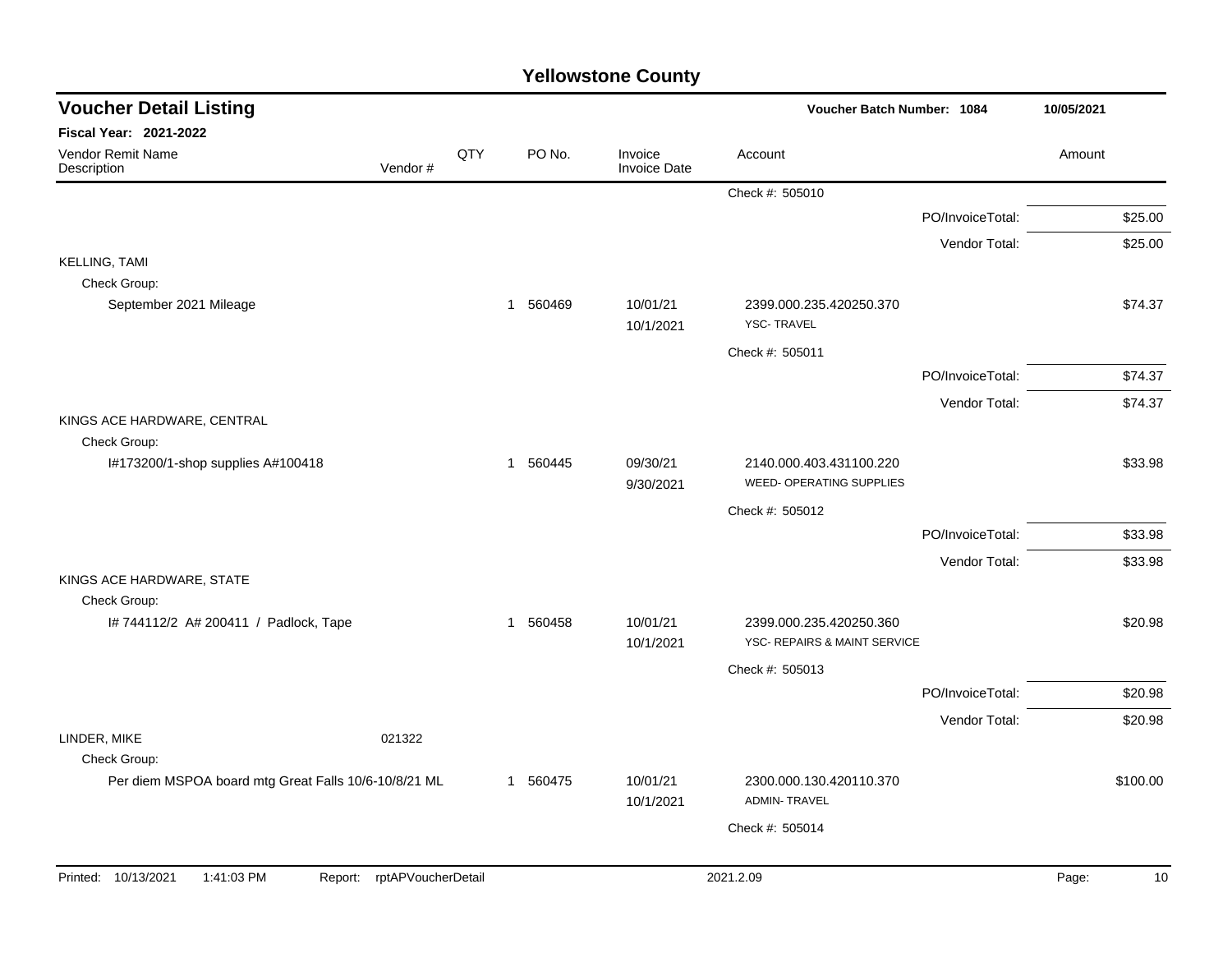# Yellowstone County

## Voucher Detail Listing

**Voucher Batch Number: 1084** — 10/05/2021

**Fiscal Year: 2021-2022**

| Vendor Remit Name / Description | Vendor # | QTY | PO No. | Invoice / Invoice Date | Account | Amount |
|---|---|---|---|---|---|---|
| | | | | | Check #: 505010 | |
| | | | | | PO/InvoiceTotal: | $25.00 |
| | | | | | Vendor Total: | $25.00 |
| KELLING, TAMI | | | | | | |
| Check Group: | | | | | | |
| September 2021 Mileage | | 1 | 560469 | 10/01/21 10/1/2021 | 2399.000.235.420250.370 YSC- TRAVEL | $74.37 |
| | | | | | Check #: 505011 | |
| | | | | | PO/InvoiceTotal: | $74.37 |
| | | | | | Vendor Total: | $74.37 |
| KINGS ACE HARDWARE, CENTRAL | | | | | | |
| Check Group: | | | | | | |
| I#173200/1-shop supplies A#100418 | | 1 | 560445 | 09/30/21 9/30/2021 | 2140.000.403.431100.220 WEED- OPERATING SUPPLIES | $33.98 |
| | | | | | Check #: 505012 | |
| | | | | | PO/InvoiceTotal: | $33.98 |
| | | | | | Vendor Total: | $33.98 |
| KINGS ACE HARDWARE, STATE | | | | | | |
| Check Group: | | | | | | |
| I# 744112/2 A# 200411 / Padlock, Tape | | 1 | 560458 | 10/01/21 10/1/2021 | 2399.000.235.420250.360 YSC- REPAIRS & MAINT SERVICE | $20.98 |
| | | | | | Check #: 505013 | |
| | | | | | PO/InvoiceTotal: | $20.98 |
| | | | | | Vendor Total: | $20.98 |
| LINDER, MIKE | 021322 | | | | | |
| Check Group: | | | | | | |
| Per diem MSPOA board mtg Great Falls 10/6-10/8/21 ML | | 1 | 560475 | 10/01/21 10/1/2021 | 2300.000.130.420110.370 ADMIN- TRAVEL | $100.00 |
| | | | | | Check #: 505014 | |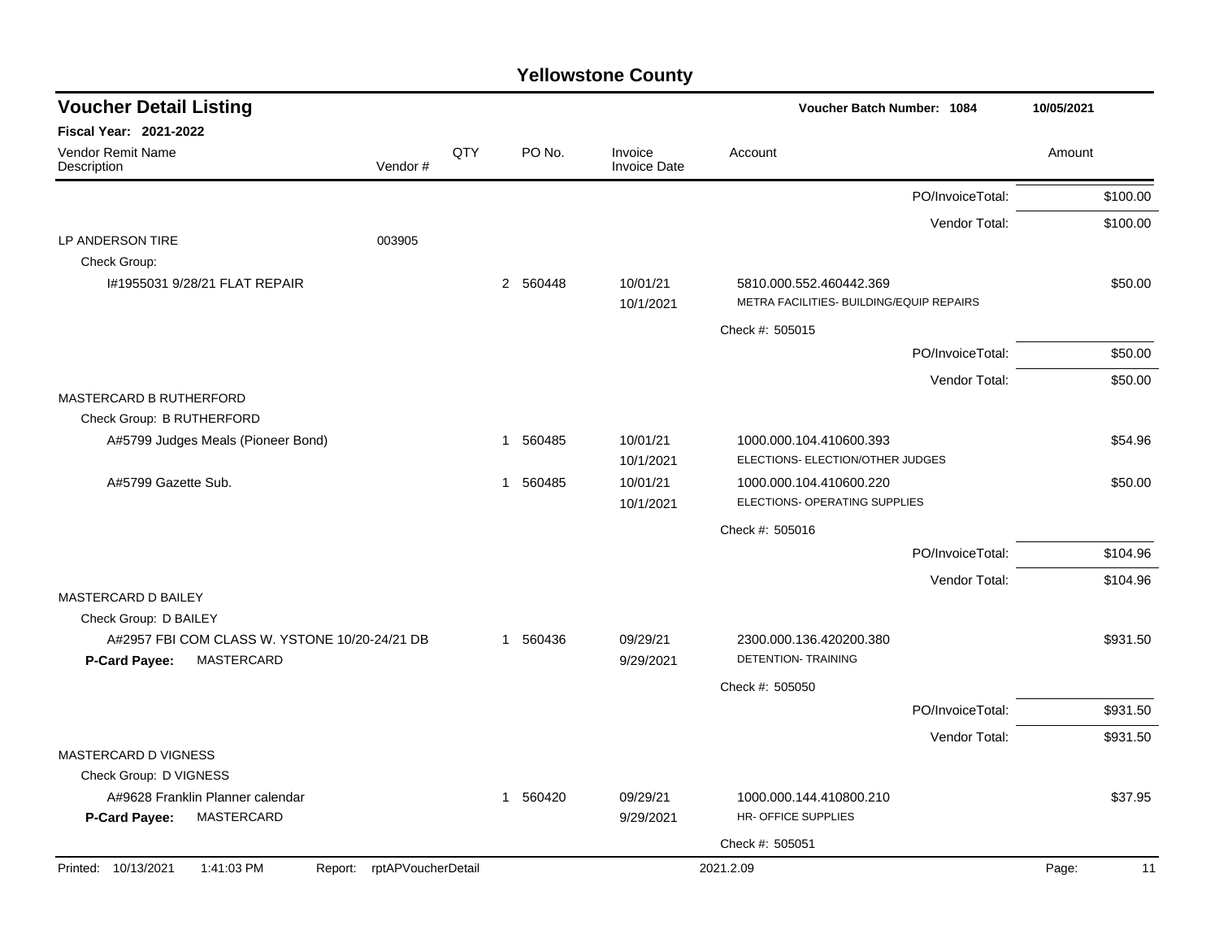# Yellowstone County

## Voucher Detail Listing

**Voucher Batch Number: 1084** 10/05/2021

**Fiscal Year: 2021-2022**

| Vendor Remit Name / Description | Vendor # | QTY | PO No. | Invoice / Invoice Date | Account | Amount |
|---|---|---|---|---|---|---|
| | | | | | PO/InvoiceTotal: | $100.00 |
| | | | | | Vendor Total: | $100.00 |
| LP ANDERSON TIRE | 003905 | | | | | |
| Check Group: | | | | | | |
| I#1955031 9/28/21 FLAT REPAIR | | 2 | 560448 | 10/01/21 10/1/2021 | 5810.000.552.460442.369 METRA FACILITIES- BUILDING/EQUIP REPAIRS | $50.00 |
| | | | | | Check #: 505015 | |
| | | | | | PO/InvoiceTotal: | $50.00 |
| | | | | | Vendor Total: | $50.00 |
| MASTERCARD B RUTHERFORD | | | | | | |
| Check Group: B RUTHERFORD | | | | | | |
| A#5799 Judges Meals (Pioneer Bond) | | 1 | 560485 | 10/01/21 10/1/2021 | 1000.000.104.410600.393 ELECTIONS- ELECTION/OTHER JUDGES | $54.96 |
| A#5799 Gazette Sub. | | 1 | 560485 | 10/01/21 10/1/2021 | 1000.000.104.410600.220 ELECTIONS- OPERATING SUPPLIES | $50.00 |
| | | | | | Check #: 505016 | |
| | | | | | PO/InvoiceTotal: | $104.96 |
| | | | | | Vendor Total: | $104.96 |
| MASTERCARD D BAILEY | | | | | | |
| Check Group: D BAILEY | | | | | | |
| A#2957 FBI COM CLASS W. YSTONE 10/20-24/21 DB | | 1 | 560436 | 09/29/21 9/29/2021 | 2300.000.136.420200.380 DETENTION- TRAINING | $931.50 |
| **P-Card Payee:** MASTERCARD | | | | | | |
| | | | | | Check #: 505050 | |
| | | | | | PO/InvoiceTotal: | $931.50 |
| | | | | | Vendor Total: | $931.50 |
| MASTERCARD D VIGNESS | | | | | | |
| Check Group: D VIGNESS | | | | | | |
| A#9628 Franklin Planner calendar | | 1 | 560420 | 09/29/21 9/29/2021 | 1000.000.144.410800.210 HR- OFFICE SUPPLIES | $37.95 |
| **P-Card Payee:** MASTERCARD | | | | | | |
| | | | | | Check #: 505051 | |

Printed: 10/13/2021 1:41:03 PM Report: rptAPVoucherDetail 2021.2.09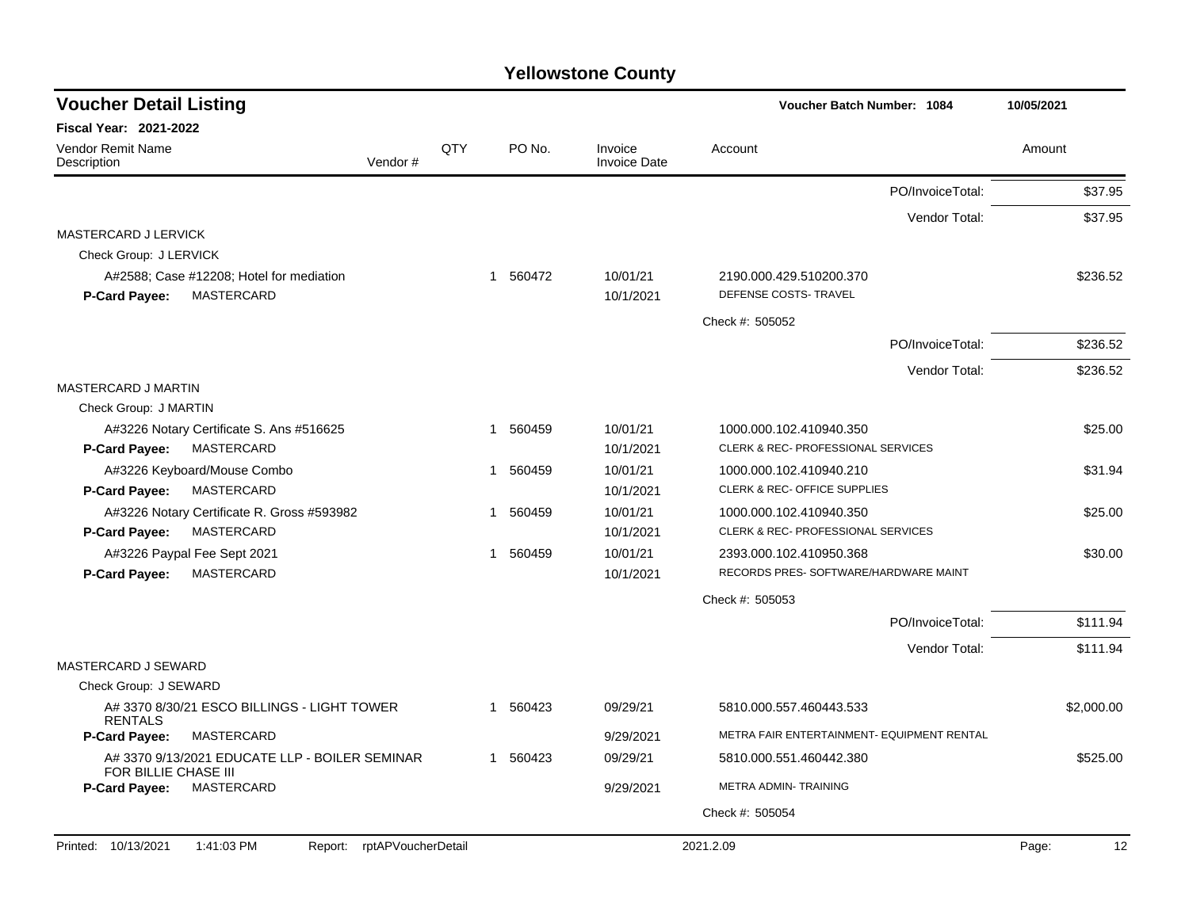# Yellowstone County

## Voucher Detail Listing

**Voucher Batch Number: 1084** | 10/05/2021

**Fiscal Year: 2021-2022**

| Vendor Remit Name / Description | Vendor # | QTY | PO No. | Invoice / Invoice Date | Account | Amount |
|---|---|---|---|---|---|---|
| | | | | | PO/InvoiceTotal: | $37.95 |
| | | | | | Vendor Total: | $37.95 |
| **MASTERCARD J LERVICK** | | | | | | |
| Check Group: J LERVICK | | | | | | |
| A#2588; Case #12208; Hotel for mediation | | 1 | 560472 | 10/01/21 | 2190.000.429.510200.370 | $236.52 |
| **P-Card Payee:** MASTERCARD | | | | 10/1/2021 | DEFENSE COSTS- TRAVEL | |
| | | | | | Check #: 505052 | |
| | | | | | PO/InvoiceTotal: | $236.52 |
| | | | | | Vendor Total: | $236.52 |
| **MASTERCARD J MARTIN** | | | | | | |
| Check Group: J MARTIN | | | | | | |
| A#3226 Notary Certificate S. Ans #516625 | | 1 | 560459 | 10/01/21 | 1000.000.102.410940.350 | $25.00 |
| **P-Card Payee:** MASTERCARD | | | | 10/1/2021 | CLERK & REC- PROFESSIONAL SERVICES | |
| A#3226 Keyboard/Mouse Combo | | 1 | 560459 | 10/01/21 | 1000.000.102.410940.210 | $31.94 |
| **P-Card Payee:** MASTERCARD | | | | 10/1/2021 | CLERK & REC- OFFICE SUPPLIES | |
| A#3226 Notary Certificate R. Gross #593982 | | 1 | 560459 | 10/01/21 | 1000.000.102.410940.350 | $25.00 |
| **P-Card Payee:** MASTERCARD | | | | 10/1/2021 | CLERK & REC- PROFESSIONAL SERVICES | |
| A#3226 Paypal Fee Sept 2021 | | 1 | 560459 | 10/01/21 | 2393.000.102.410950.368 | $30.00 |
| **P-Card Payee:** MASTERCARD | | | | 10/1/2021 | RECORDS PRES- SOFTWARE/HARDWARE MAINT | |
| | | | | | Check #: 505053 | |
| | | | | | PO/InvoiceTotal: | $111.94 |
| | | | | | Vendor Total: | $111.94 |
| **MASTERCARD J SEWARD** | | | | | | |
| Check Group: J SEWARD | | | | | | |
| A# 3370 8/30/21 ESCO BILLINGS - LIGHT TOWER RENTALS | | 1 | 560423 | 09/29/21 | 5810.000.557.460443.533 | $2,000.00 |
| **P-Card Payee:** MASTERCARD | | | | 9/29/2021 | METRA FAIR ENTERTAINMENT- EQUIPMENT RENTAL | |
| A# 3370 9/13/2021 EDUCATE LLP - BOILER SEMINAR FOR BILLIE CHASE III | | 1 | 560423 | 09/29/21 | 5810.000.551.460442.380 | $525.00 |
| **P-Card Payee:** MASTERCARD | | | | 9/29/2021 | METRA ADMIN- TRAINING | |
| | | | | | Check #: 505054 | |

Printed: 10/13/2021 1:41:03 PM Report: rptAPVoucherDetail 2021.2.09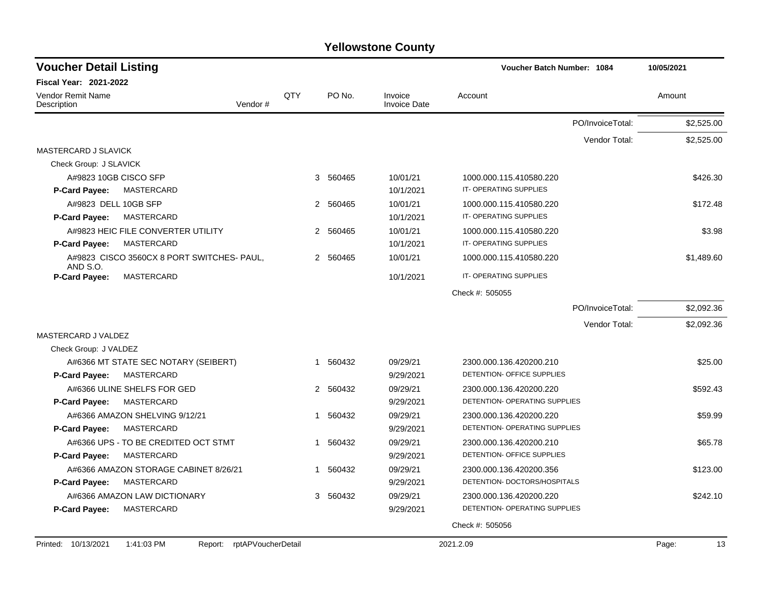# Yellowstone County

## Voucher Detail Listing

**Voucher Batch Number: 1084** 10/05/2021

**Fiscal Year: 2021-2022**

| Vendor Remit Name / Description | Vendor # | QTY | PO No. | Invoice / Invoice Date | Account | Amount |
|---|---|---|---|---|---|---|
| | | | | | PO/InvoiceTotal: | $2,525.00 |
| | | | | | Vendor Total: | $2,525.00 |
| MASTERCARD J SLAVICK | | | | | | |
| Check Group: J SLAVICK | | | | | | |
| A#9823 10GB CISCO SFP | | 3 | 560465 | 10/01/21 | 1000.000.115.410580.220 | $426.30 |
| **P-Card Payee:** MASTERCARD | | | | 10/1/2021 | IT- OPERATING SUPPLIES | |
| A#9823 DELL 10GB SFP | | 2 | 560465 | 10/01/21 | 1000.000.115.410580.220 | $172.48 |
| **P-Card Payee:** MASTERCARD | | | | 10/1/2021 | IT- OPERATING SUPPLIES | |
| A#9823 HEIC FILE CONVERTER UTILITY | | 2 | 560465 | 10/01/21 | 1000.000.115.410580.220 | $3.98 |
| **P-Card Payee:** MASTERCARD | | | | 10/1/2021 | IT- OPERATING SUPPLIES | |
| A#9823 CISCO 3560CX 8 PORT SWITCHES- PAUL, AND S.O. | | 2 | 560465 | 10/01/21 | 1000.000.115.410580.220 | $1,489.60 |
| **P-Card Payee:** MASTERCARD | | | | 10/1/2021 | IT- OPERATING SUPPLIES | |
| | | | | | Check #: 505055 | |
| | | | | | PO/InvoiceTotal: | $2,092.36 |
| | | | | | Vendor Total: | $2,092.36 |
| MASTERCARD J VALDEZ | | | | | | |
| Check Group: J VALDEZ | | | | | | |
| A#6366 MT STATE SEC NOTARY (SEIBERT) | | 1 | 560432 | 09/29/21 | 2300.000.136.420200.210 | $25.00 |
| **P-Card Payee:** MASTERCARD | | | | 9/29/2021 | DETENTION- OFFICE SUPPLIES | |
| A#6366 ULINE SHELFS FOR GED | | 2 | 560432 | 09/29/21 | 2300.000.136.420200.220 | $592.43 |
| **P-Card Payee:** MASTERCARD | | | | 9/29/2021 | DETENTION- OPERATING SUPPLIES | |
| A#6366 AMAZON SHELVING 9/12/21 | | 1 | 560432 | 09/29/21 | 2300.000.136.420200.220 | $59.99 |
| **P-Card Payee:** MASTERCARD | | | | 9/29/2021 | DETENTION- OPERATING SUPPLIES | |
| A#6366 UPS - TO BE CREDITED OCT STMT | | 1 | 560432 | 09/29/21 | 2300.000.136.420200.210 | $65.78 |
| **P-Card Payee:** MASTERCARD | | | | 9/29/2021 | DETENTION- OFFICE SUPPLIES | |
| A#6366 AMAZON STORAGE CABINET 8/26/21 | | 1 | 560432 | 09/29/21 | 2300.000.136.420200.356 | $123.00 |
| **P-Card Payee:** MASTERCARD | | | | 9/29/2021 | DETENTION- DOCTORS/HOSPITALS | |
| A#6366 AMAZON LAW DICTIONARY | | 3 | 560432 | 09/29/21 | 2300.000.136.420200.220 | $242.10 |
| **P-Card Payee:** MASTERCARD | | | | 9/29/2021 | DETENTION- OPERATING SUPPLIES | |
| | | | | | Check #: 505056 | |

Printed: 10/13/2021 1:41:03 PM Report: rptAPVoucherDetail 2021.2.09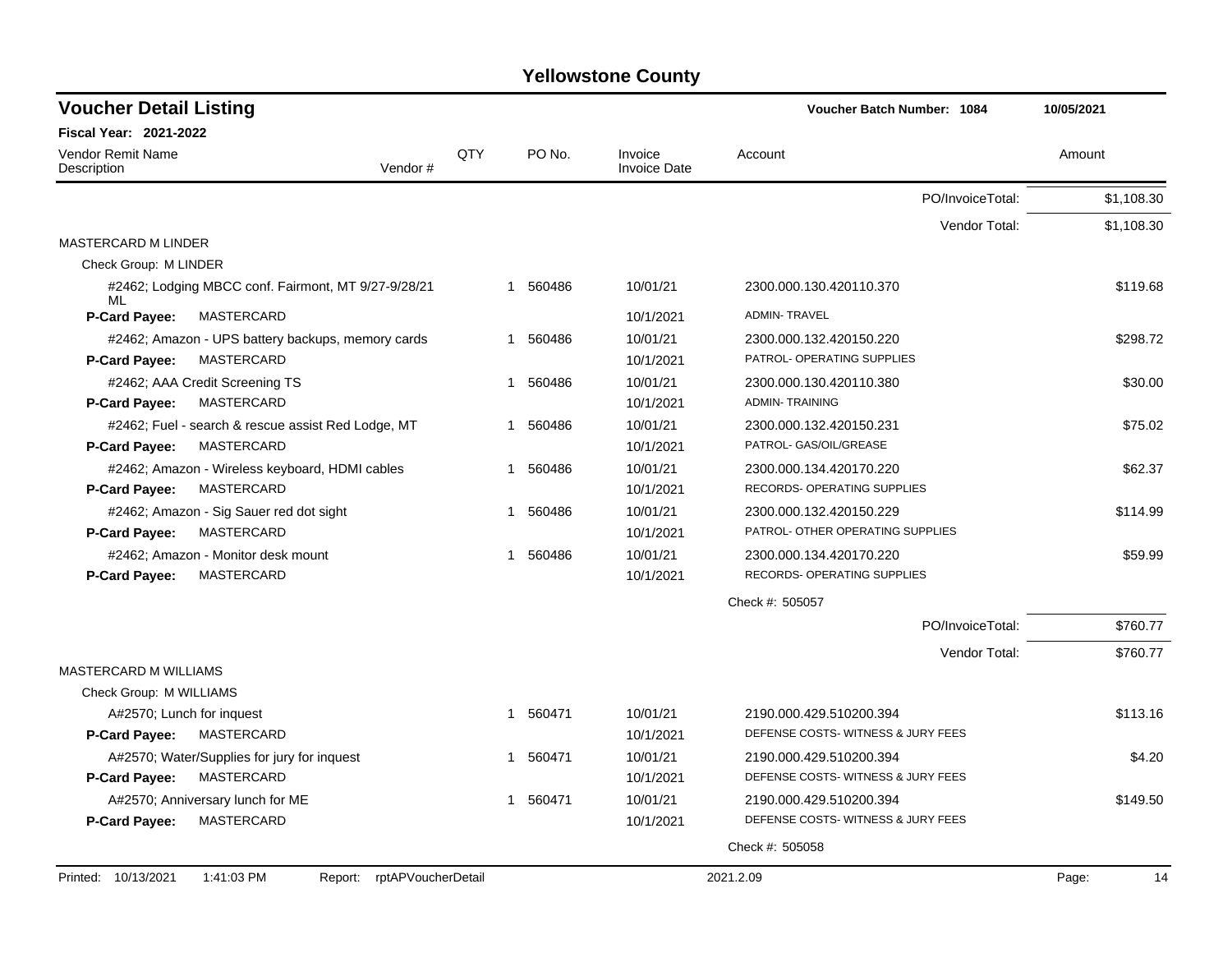# Yellowstone County

## Voucher Detail Listing

**Voucher Batch Number: 1084** 10/05/2021

**Fiscal Year: 2021-2022**

| Vendor Remit Name / Description | Vendor # | QTY | PO No. | Invoice / Invoice Date | Account | Amount |
|---|---|---|---|---|---|---|
| | | | | | PO/InvoiceTotal: | $1,108.30 |
| | | | | | Vendor Total: | $1,108.30 |
| **MASTERCARD M LINDER** | | | | | | |
| Check Group: M LINDER | | | | | | |
| #2462; Lodging MBCC conf. Fairmont, MT 9/27-9/28/21 ML | | 1 | 560486 | 10/01/21 | 2300.000.130.420110.370 | $119.68 |
| **P-Card Payee:** MASTERCARD | | | | 10/1/2021 | ADMIN- TRAVEL | |
| #2462; Amazon - UPS battery backups, memory cards | | 1 | 560486 | 10/01/21 | 2300.000.132.420150.220 | $298.72 |
| **P-Card Payee:** MASTERCARD | | | | 10/1/2021 | PATROL- OPERATING SUPPLIES | |
| #2462; AAA Credit Screening TS | | 1 | 560486 | 10/01/21 | 2300.000.130.420110.380 | $30.00 |
| **P-Card Payee:** MASTERCARD | | | | 10/1/2021 | ADMIN- TRAINING | |
| #2462; Fuel - search & rescue assist Red Lodge, MT | | 1 | 560486 | 10/01/21 | 2300.000.132.420150.231 | $75.02 |
| **P-Card Payee:** MASTERCARD | | | | 10/1/2021 | PATROL- GAS/OIL/GREASE | |
| #2462; Amazon - Wireless keyboard, HDMI cables | | 1 | 560486 | 10/01/21 | 2300.000.134.420170.220 | $62.37 |
| **P-Card Payee:** MASTERCARD | | | | 10/1/2021 | RECORDS- OPERATING SUPPLIES | |
| #2462; Amazon - Sig Sauer red dot sight | | 1 | 560486 | 10/01/21 | 2300.000.132.420150.229 | $114.99 |
| **P-Card Payee:** MASTERCARD | | | | 10/1/2021 | PATROL- OTHER OPERATING SUPPLIES | |
| #2462; Amazon - Monitor desk mount | | 1 | 560486 | 10/01/21 | 2300.000.134.420170.220 | $59.99 |
| **P-Card Payee:** MASTERCARD | | | | 10/1/2021 | RECORDS- OPERATING SUPPLIES | |
| | | | | | Check #: 505057 | |
| | | | | | PO/InvoiceTotal: | $760.77 |
| | | | | | Vendor Total: | $760.77 |
| **MASTERCARD M WILLIAMS** | | | | | | |
| Check Group: M WILLIAMS | | | | | | |
| A#2570; Lunch for inquest | | 1 | 560471 | 10/01/21 | 2190.000.429.510200.394 | $113.16 |
| **P-Card Payee:** MASTERCARD | | | | 10/1/2021 | DEFENSE COSTS- WITNESS & JURY FEES | |
| A#2570; Water/Supplies for jury for inquest | | 1 | 560471 | 10/01/21 | 2190.000.429.510200.394 | $4.20 |
| **P-Card Payee:** MASTERCARD | | | | 10/1/2021 | DEFENSE COSTS- WITNESS & JURY FEES | |
| A#2570; Anniversary lunch for ME | | 1 | 560471 | 10/01/21 | 2190.000.429.510200.394 | $149.50 |
| **P-Card Payee:** MASTERCARD | | | | 10/1/2021 | DEFENSE COSTS- WITNESS & JURY FEES | |
| | | | | | Check #: 505058 | |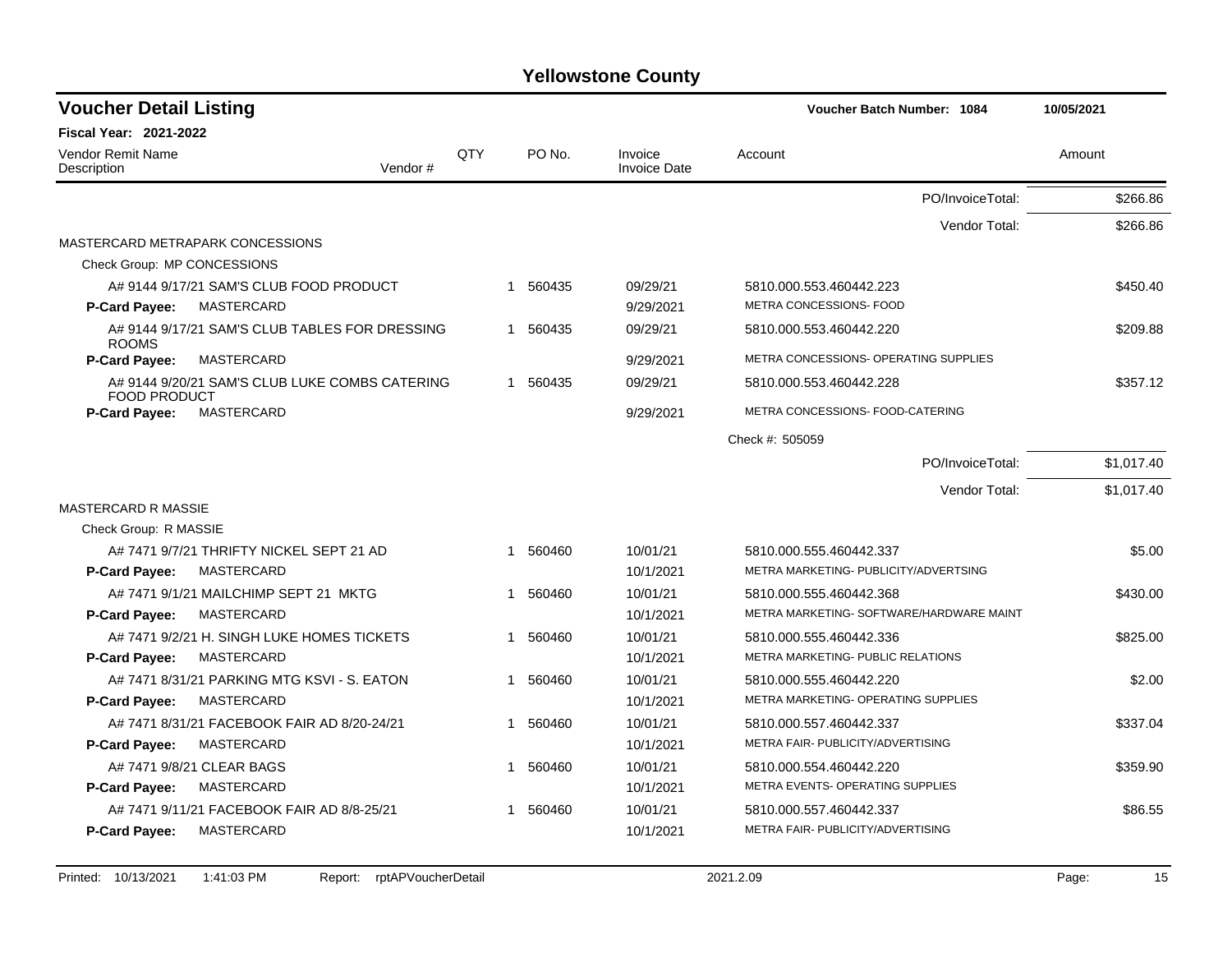# Yellowstone County

## Voucher Detail Listing

**Voucher Batch Number: 1084** — 10/05/2021

**Fiscal Year: 2021-2022**

| Vendor Remit Name / Description | Vendor # | QTY | PO No. | Invoice / Invoice Date | Account | Amount |
|---|---|---|---|---|---|---|
| | | | | | PO/InvoiceTotal: | $266.86 |
| | | | | | Vendor Total: | $266.86 |
| MASTERCARD METRAPARK CONCESSIONS | | | | | | |
| Check Group: MP CONCESSIONS | | | | | | |
| A# 9144 9/17/21 SAM'S CLUB FOOD PRODUCT | | 1 | 560435 | 09/29/21 | 5810.000.553.460442.223 | $450.40 |
| **P-Card Payee:** MASTERCARD | | | | 9/29/2021 | METRA CONCESSIONS- FOOD | |
| A# 9144 9/17/21 SAM'S CLUB TABLES FOR DRESSING ROOMS | | 1 | 560435 | 09/29/21 | 5810.000.553.460442.220 | $209.88 |
| **P-Card Payee:** MASTERCARD | | | | 9/29/2021 | METRA CONCESSIONS- OPERATING SUPPLIES | |
| A# 9144 9/20/21 SAM'S CLUB LUKE COMBS CATERING FOOD PRODUCT | | 1 | 560435 | 09/29/21 | 5810.000.553.460442.228 | $357.12 |
| **P-Card Payee:** MASTERCARD | | | | 9/29/2021 | METRA CONCESSIONS- FOOD-CATERING | |
| | | | | | Check #: 505059 | |
| | | | | | PO/InvoiceTotal: | $1,017.40 |
| | | | | | Vendor Total: | $1,017.40 |
| MASTERCARD R MASSIE | | | | | | |
| Check Group: R MASSIE | | | | | | |
| A# 7471 9/7/21 THRIFTY NICKEL SEPT 21 AD | | 1 | 560460 | 10/01/21 | 5810.000.555.460442.337 | $5.00 |
| **P-Card Payee:** MASTERCARD | | | | 10/1/2021 | METRA MARKETING- PUBLICITY/ADVERTSING | |
| A# 7471 9/1/21 MAILCHIMP SEPT 21 MKTG | | 1 | 560460 | 10/01/21 | 5810.000.555.460442.368 | $430.00 |
| **P-Card Payee:** MASTERCARD | | | | 10/1/2021 | METRA MARKETING- SOFTWARE/HARDWARE MAINT | |
| A# 7471 9/2/21 H. SINGH LUKE HOMES TICKETS | | 1 | 560460 | 10/01/21 | 5810.000.555.460442.336 | $825.00 |
| **P-Card Payee:** MASTERCARD | | | | 10/1/2021 | METRA MARKETING- PUBLIC RELATIONS | |
| A# 7471 8/31/21 PARKING MTG KSVI - S. EATON | | 1 | 560460 | 10/01/21 | 5810.000.555.460442.220 | $2.00 |
| **P-Card Payee:** MASTERCARD | | | | 10/1/2021 | METRA MARKETING- OPERATING SUPPLIES | |
| A# 7471 8/31/21 FACEBOOK FAIR AD 8/20-24/21 | | 1 | 560460 | 10/01/21 | 5810.000.557.460442.337 | $337.04 |
| **P-Card Payee:** MASTERCARD | | | | 10/1/2021 | METRA FAIR- PUBLICITY/ADVERTISING | |
| A# 7471 9/8/21 CLEAR BAGS | | 1 | 560460 | 10/01/21 | 5810.000.554.460442.220 | $359.90 |
| **P-Card Payee:** MASTERCARD | | | | 10/1/2021 | METRA EVENTS- OPERATING SUPPLIES | |
| A# 7471 9/11/21 FACEBOOK FAIR AD 8/8-25/21 | | 1 | 560460 | 10/01/21 | 5810.000.557.460442.337 | $86.55 |
| **P-Card Payee:** MASTERCARD | | | | 10/1/2021 | METRA FAIR- PUBLICITY/ADVERTISING | |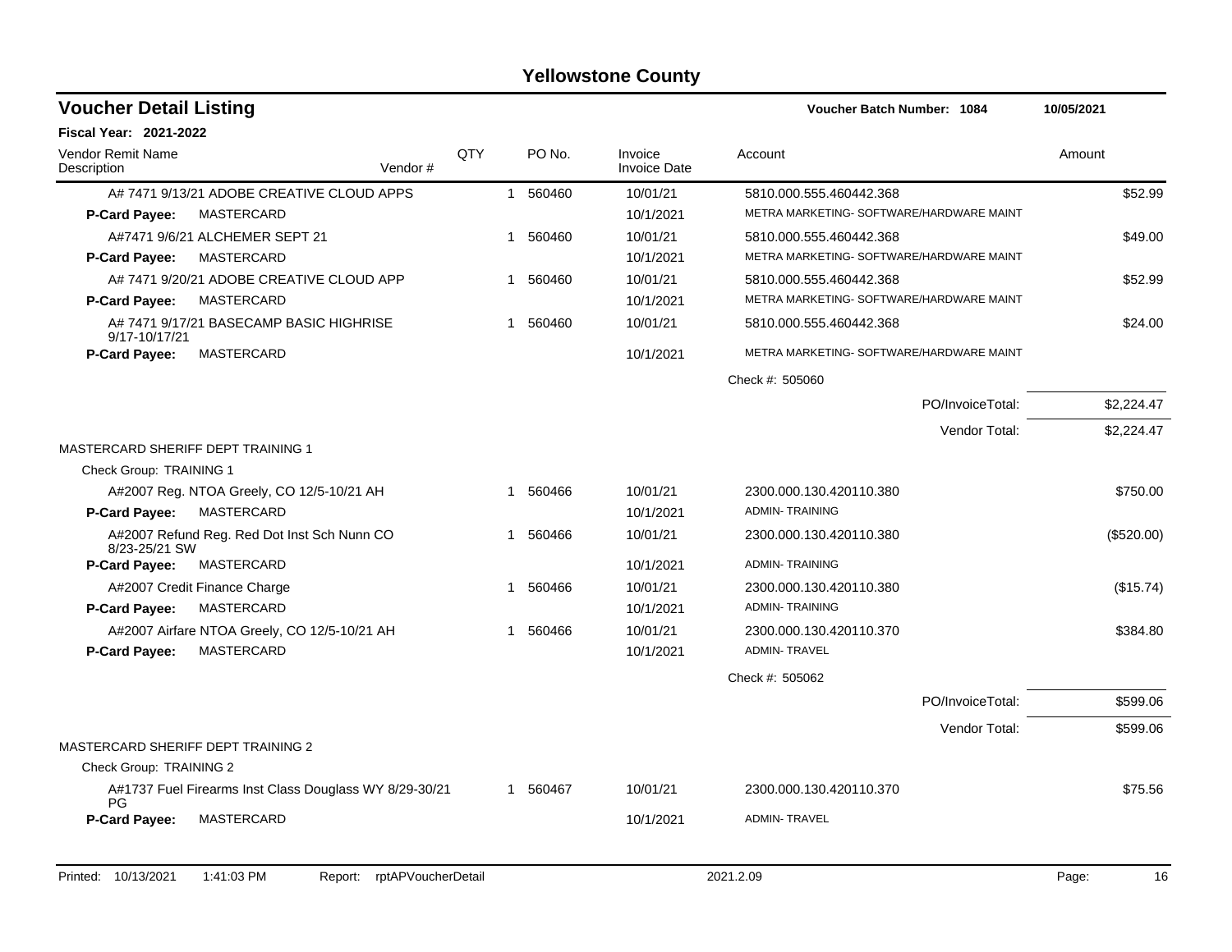# Yellowstone County

## Voucher Detail Listing

**Voucher Batch Number: 1084** — 10/05/2021

**Fiscal Year: 2021-2022**

| Vendor Remit Name / Description | Vendor # | QTY | PO No. | Invoice / Invoice Date | Account | Amount |
|---|---|---|---|---|---|---|
| A# 7471 9/13/21 ADOBE CREATIVE CLOUD APPS | | 1 | 560460 | 10/01/21 | 5810.000.555.460442.368 | $52.99 |
| **P-Card Payee:** MASTERCARD | | | | 10/1/2021 | METRA MARKETING- SOFTWARE/HARDWARE MAINT | |
| A#7471 9/6/21 ALCHEMER SEPT 21 | | 1 | 560460 | 10/01/21 | 5810.000.555.460442.368 | $49.00 |
| **P-Card Payee:** MASTERCARD | | | | 10/1/2021 | METRA MARKETING- SOFTWARE/HARDWARE MAINT | |
| A# 7471 9/20/21 ADOBE CREATIVE CLOUD APP | | 1 | 560460 | 10/01/21 | 5810.000.555.460442.368 | $52.99 |
| **P-Card Payee:** MASTERCARD | | | | 10/1/2021 | METRA MARKETING- SOFTWARE/HARDWARE MAINT | |
| A# 7471 9/17/21 BASECAMP BASIC HIGHRISE 9/17-10/17/21 | | 1 | 560460 | 10/01/21 | 5810.000.555.460442.368 | $24.00 |
| **P-Card Payee:** MASTERCARD | | | | 10/1/2021 | METRA MARKETING- SOFTWARE/HARDWARE MAINT | |
| | | | | | Check #: 505060 | |
| | | | | | PO/InvoiceTotal: | $2,224.47 |
| | | | | | Vendor Total: | $2,224.47 |
| MASTERCARD SHERIFF DEPT TRAINING 1 | | | | | | |
| Check Group: TRAINING 1 | | | | | | |
| A#2007 Reg. NTOA Greely, CO 12/5-10/21 AH | | 1 | 560466 | 10/01/21 | 2300.000.130.420110.380 | $750.00 |
| **P-Card Payee:** MASTERCARD | | | | 10/1/2021 | ADMIN- TRAINING | |
| A#2007 Refund Reg. Red Dot Inst Sch Nunn CO 8/23-25/21 SW | | 1 | 560466 | 10/01/21 | 2300.000.130.420110.380 | ($520.00) |
| **P-Card Payee:** MASTERCARD | | | | 10/1/2021 | ADMIN- TRAINING | |
| A#2007 Credit Finance Charge | | 1 | 560466 | 10/01/21 | 2300.000.130.420110.380 | ($15.74) |
| **P-Card Payee:** MASTERCARD | | | | 10/1/2021 | ADMIN- TRAINING | |
| A#2007 Airfare NTOA Greely, CO 12/5-10/21 AH | | 1 | 560466 | 10/01/21 | 2300.000.130.420110.370 | $384.80 |
| **P-Card Payee:** MASTERCARD | | | | 10/1/2021 | ADMIN- TRAVEL | |
| | | | | | Check #: 505062 | |
| | | | | | PO/InvoiceTotal: | $599.06 |
| | | | | | Vendor Total: | $599.06 |
| MASTERCARD SHERIFF DEPT TRAINING 2 | | | | | | |
| Check Group: TRAINING 2 | | | | | | |
| A#1737 Fuel Firearms Inst Class Douglass WY 8/29-30/21 PG | | 1 | 560467 | 10/01/21 | 2300.000.130.420110.370 | $75.56 |
| **P-Card Payee:** MASTERCARD | | | | 10/1/2021 | ADMIN- TRAVEL | |

Printed: 10/13/2021 1:41:03 PM Report: rptAPVoucherDetail 2021.2.09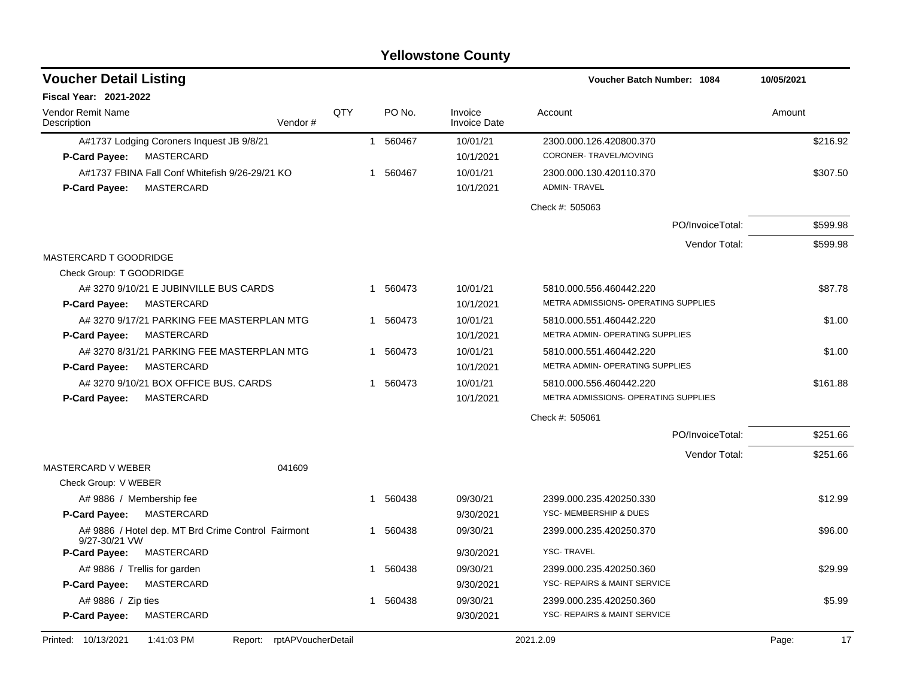# Yellowstone County

## Voucher Detail Listing

**Voucher Batch Number: 1084** **10/05/2021**

**Fiscal Year: 2021-2022**

| Vendor Remit Name / Description | Vendor # | QTY | PO No. | Invoice / Invoice Date | Account | Amount |
|---|---|---|---|---|---|---|
| A#1737 Lodging Coroners Inquest JB 9/8/21 | | 1 | 560467 | 10/01/21 | 2300.000.126.420800.370 | $216.92 |
| **P-Card Payee:** MASTERCARD | | | | 10/1/2021 | CORONER- TRAVEL/MOVING | |
| A#1737 FBINA Fall Conf Whitefish 9/26-29/21 KO | | 1 | 560467 | 10/01/21 | 2300.000.130.420110.370 | $307.50 |
| **P-Card Payee:** MASTERCARD | | | | 10/1/2021 | ADMIN- TRAVEL | |
| | | | | | Check #: 505063 | |
| | | | | | PO/InvoiceTotal: | $599.98 |
| | | | | | Vendor Total: | $599.98 |
| MASTERCARD T GOODRIDGE | | | | | | |
| Check Group: T GOODRIDGE | | | | | | |
| A# 3270 9/10/21 E JUBINVILLE BUS CARDS | | 1 | 560473 | 10/01/21 | 5810.000.556.460442.220 | $87.78 |
| **P-Card Payee:** MASTERCARD | | | | 10/1/2021 | METRA ADMISSIONS- OPERATING SUPPLIES | |
| A# 3270 9/17/21 PARKING FEE MASTERPLAN MTG | | 1 | 560473 | 10/01/21 | 5810.000.551.460442.220 | $1.00 |
| **P-Card Payee:** MASTERCARD | | | | 10/1/2021 | METRA ADMIN- OPERATING SUPPLIES | |
| A# 3270 8/31/21 PARKING FEE MASTERPLAN MTG | | 1 | 560473 | 10/01/21 | 5810.000.551.460442.220 | $1.00 |
| **P-Card Payee:** MASTERCARD | | | | 10/1/2021 | METRA ADMIN- OPERATING SUPPLIES | |
| A# 3270 9/10/21 BOX OFFICE BUS. CARDS | | 1 | 560473 | 10/01/21 | 5810.000.556.460442.220 | $161.88 |
| **P-Card Payee:** MASTERCARD | | | | 10/1/2021 | METRA ADMISSIONS- OPERATING SUPPLIES | |
| | | | | | Check #: 505061 | |
| | | | | | PO/InvoiceTotal: | $251.66 |
| | | | | | Vendor Total: | $251.66 |
| MASTERCARD V WEBER | 041609 | | | | | |
| Check Group: V WEBER | | | | | | |
| A# 9886 / Membership fee | | 1 | 560438 | 09/30/21 | 2399.000.235.420250.330 | $12.99 |
| **P-Card Payee:** MASTERCARD | | | | 9/30/2021 | YSC- MEMBERSHIP & DUES | |
| A# 9886 / Hotel dep. MT Brd Crime Control Fairmont 9/27-30/21 VW | | 1 | 560438 | 09/30/21 | 2399.000.235.420250.370 | $96.00 |
| **P-Card Payee:** MASTERCARD | | | | 9/30/2021 | YSC- TRAVEL | |
| A# 9886 / Trellis for garden | | 1 | 560438 | 09/30/21 | 2399.000.235.420250.360 | $29.99 |
| **P-Card Payee:** MASTERCARD | | | | 9/30/2021 | YSC- REPAIRS & MAINT SERVICE | |
| A# 9886 / Zip ties | | 1 | 560438 | 09/30/21 | 2399.000.235.420250.360 | $5.99 |
| **P-Card Payee:** MASTERCARD | | | | 9/30/2021 | YSC- REPAIRS & MAINT SERVICE | |

Printed: 10/13/2021 1:41:03 PM Report: rptAPVoucherDetail 2021.2.09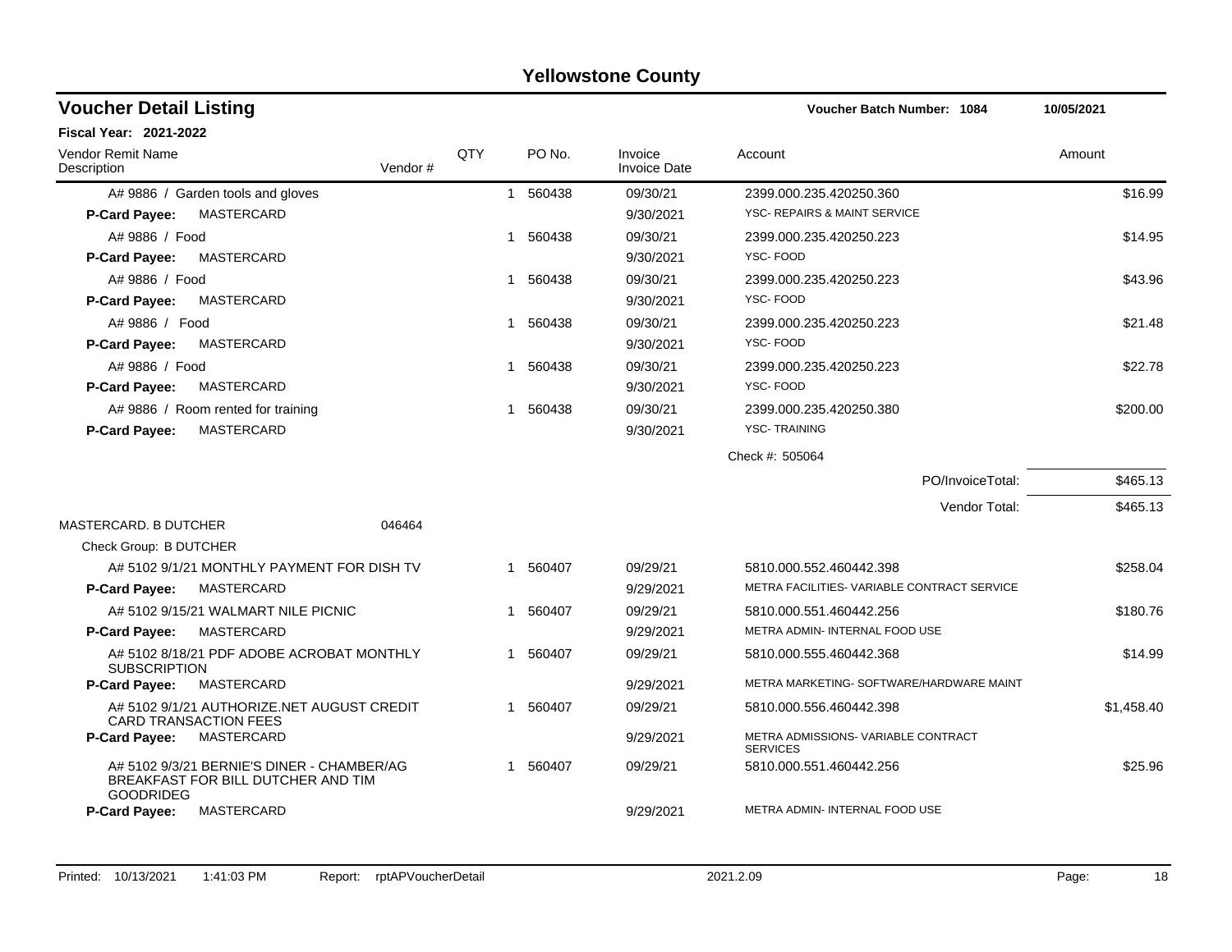# Yellowstone County

## Voucher Detail Listing

**Voucher Batch Number: 1084** 10/05/2021

**Fiscal Year: 2021-2022**

| Vendor Remit Name / Description | Vendor # | QTY | PO No. | Invoice / Invoice Date | Account | Amount |
|---|---|---|---|---|---|---|
| A# 9886 / Garden tools and gloves | | 1 | 560438 | 09/30/21 | 2399.000.235.420250.360 | $16.99 |
| **P-Card Payee:** MASTERCARD | | | | 9/30/2021 | YSC- REPAIRS & MAINT SERVICE | |
| A# 9886 / Food | | 1 | 560438 | 09/30/21 | 2399.000.235.420250.223 | $14.95 |
| **P-Card Payee:** MASTERCARD | | | | 9/30/2021 | YSC- FOOD | |
| A# 9886 / Food | | 1 | 560438 | 09/30/21 | 2399.000.235.420250.223 | $43.96 |
| **P-Card Payee:** MASTERCARD | | | | 9/30/2021 | YSC- FOOD | |
| A# 9886 / Food | | 1 | 560438 | 09/30/21 | 2399.000.235.420250.223 | $21.48 |
| **P-Card Payee:** MASTERCARD | | | | 9/30/2021 | YSC- FOOD | |
| A# 9886 / Food | | 1 | 560438 | 09/30/21 | 2399.000.235.420250.223 | $22.78 |
| **P-Card Payee:** MASTERCARD | | | | 9/30/2021 | YSC- FOOD | |
| A# 9886 / Room rented for training | | 1 | 560438 | 09/30/21 | 2399.000.235.420250.380 | $200.00 |
| **P-Card Payee:** MASTERCARD | | | | 9/30/2021 | YSC- TRAINING | |
| | | | | | Check #: 505064 | |
| | | | | | PO/InvoiceTotal: | $465.13 |
| | | | | | Vendor Total: | $465.13 |
| MASTERCARD. B DUTCHER | 046464 | | | | | |
| Check Group: B DUTCHER | | | | | | |
| A# 5102 9/1/21 MONTHLY PAYMENT FOR DISH TV | | 1 | 560407 | 09/29/21 | 5810.000.552.460442.398 | $258.04 |
| **P-Card Payee:** MASTERCARD | | | | 9/29/2021 | METRA FACILITIES- VARIABLE CONTRACT SERVICE | |
| A# 5102 9/15/21 WALMART NILE PICNIC | | 1 | 560407 | 09/29/21 | 5810.000.551.460442.256 | $180.76 |
| **P-Card Payee:** MASTERCARD | | | | 9/29/2021 | METRA ADMIN- INTERNAL FOOD USE | |
| A# 5102 8/18/21 PDF ADOBE ACROBAT MONTHLY SUBSCRIPTION | | 1 | 560407 | 09/29/21 | 5810.000.555.460442.368 | $14.99 |
| **P-Card Payee:** MASTERCARD | | | | 9/29/2021 | METRA MARKETING- SOFTWARE/HARDWARE MAINT | |
| A# 5102 9/1/21 AUTHORIZE.NET AUGUST CREDIT CARD TRANSACTION FEES | | 1 | 560407 | 09/29/21 | 5810.000.556.460442.398 | $1,458.40 |
| **P-Card Payee:** MASTERCARD | | | | 9/29/2021 | METRA ADMISSIONS- VARIABLE CONTRACT SERVICES | |
| A# 5102 9/3/21 BERNIE'S DINER - CHAMBER/AG BREAKFAST FOR BILL DUTCHER AND TIM GOODRIDEG | | 1 | 560407 | 09/29/21 | 5810.000.551.460442.256 | $25.96 |
| **P-Card Payee:** MASTERCARD | | | | 9/29/2021 | METRA ADMIN- INTERNAL FOOD USE | |

Printed: 10/13/2021 1:41:03 PM Report: rptAPVoucherDetail 2021.2.09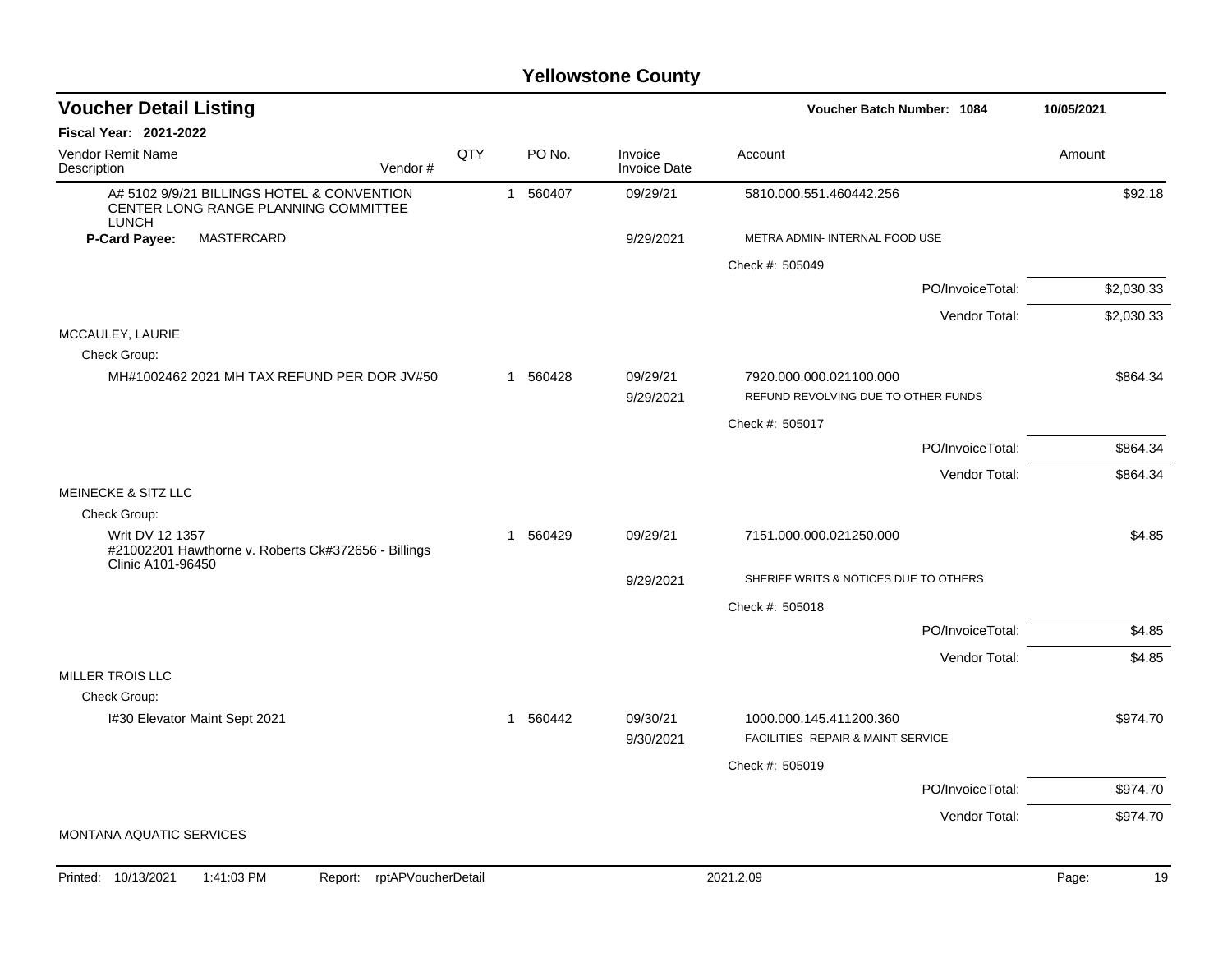# Yellowstone County

## Voucher Detail Listing

**Voucher Batch Number: 1084** — 10/05/2021

**Fiscal Year: 2021-2022**

| Vendor Remit Name / Description | Vendor # | QTY | PO No. | Invoice / Invoice Date | Account | Amount |
|---|---|---|---|---|---|---|
| A# 5102 9/9/21 BILLINGS HOTEL & CONVENTION CENTER LONG RANGE PLANNING COMMITTEE LUNCH | | 1 | 560407 | 09/29/21 | 5810.000.551.460442.256 | $92.18 |
| **P-Card Payee:** MASTERCARD | | | | 9/29/2021 | METRA ADMIN- INTERNAL FOOD USE | |
| | | | | | Check #: 505049 | |
| | | | | | PO/InvoiceTotal: | $2,030.33 |
| | | | | | Vendor Total: | $2,030.33 |
| MCCAULEY, LAURIE | | | | | | |
| Check Group: | | | | | | |
| MH#1002462 2021 MH TAX REFUND PER DOR JV#50 | | 1 | 560428 | 09/29/21 | 7920.000.000.021100.000 | $864.34 |
| | | | | 9/29/2021 | REFUND REVOLVING DUE TO OTHER FUNDS | |
| | | | | | Check #: 505017 | |
| | | | | | PO/InvoiceTotal: | $864.34 |
| | | | | | Vendor Total: | $864.34 |
| MEINECKE & SITZ LLC | | | | | | |
| Check Group: | | | | | | |
| Writ DV 12 1357 #21002201 Hawthorne v. Roberts Ck#372656 - Billings Clinic A101-96450 | | 1 | 560429 | 09/29/21 | 7151.000.000.021250.000 | $4.85 |
| | | | | 9/29/2021 | SHERIFF WRITS & NOTICES DUE TO OTHERS | |
| | | | | | Check #: 505018 | |
| | | | | | PO/InvoiceTotal: | $4.85 |
| | | | | | Vendor Total: | $4.85 |
| MILLER TROIS LLC | | | | | | |
| Check Group: | | | | | | |
| I#30 Elevator Maint Sept 2021 | | 1 | 560442 | 09/30/21 | 1000.000.145.411200.360 | $974.70 |
| | | | | 9/30/2021 | FACILITIES- REPAIR & MAINT SERVICE | |
| | | | | | Check #: 505019 | |
| | | | | | PO/InvoiceTotal: | $974.70 |
| | | | | | Vendor Total: | $974.70 |
| MONTANA AQUATIC SERVICES | | | | | | |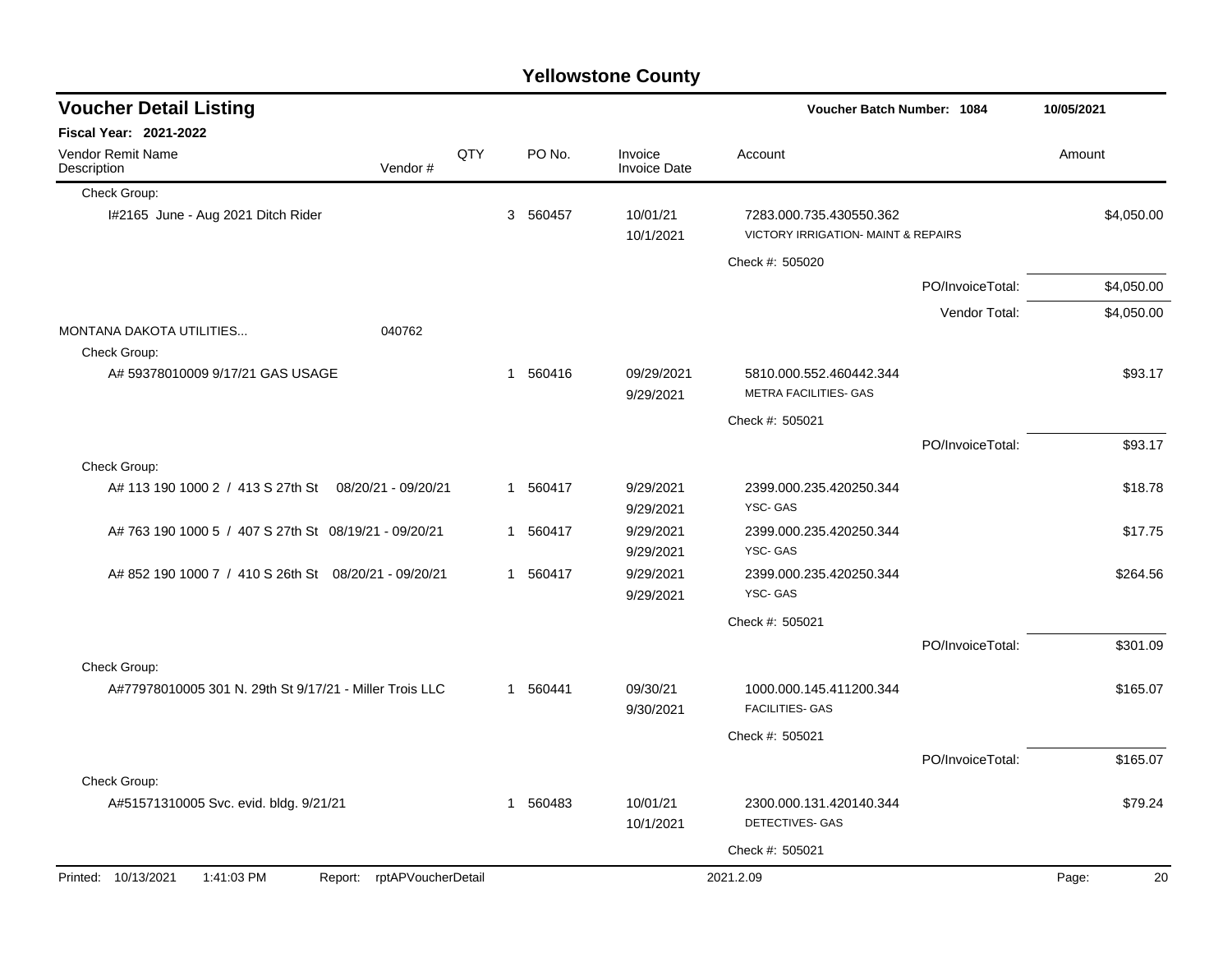# Yellowstone County

## Voucher Detail Listing

**Voucher Batch Number: 1084** 10/05/2021

**Fiscal Year: 2021-2022**

| Vendor Remit Name / Description | Vendor # | QTY | PO No. | Invoice / Invoice Date | Account | Amount |
|---|---|---|---|---|---|---|
| Check Group: | | | | | | |
| I#2165 June - Aug 2021 Ditch Rider | | 3 | 560457 | 10/01/21 10/1/2021 | 7283.000.735.430550.362 VICTORY IRRIGATION- MAINT & REPAIRS | $4,050.00 |
| | | | | | Check #: 505020 | |
| | | | | | PO/InvoiceTotal: | $4,050.00 |
| | | | | | Vendor Total: | $4,050.00 |
| MONTANA DAKOTA UTILITIES... | 040762 | | | | | |
| Check Group: | | | | | | |
| A# 59378010009 9/17/21 GAS USAGE | | 1 | 560416 | 09/29/2021 9/29/2021 | 5810.000.552.460442.344 METRA FACILITIES- GAS | $93.17 |
| | | | | | Check #: 505021 | |
| | | | | | PO/InvoiceTotal: | $93.17 |
| Check Group: | | | | | | |
| A# 113 190 1000 2 / 413 S 27th St 08/20/21 - 09/20/21 | | 1 | 560417 | 9/29/2021 9/29/2021 | 2399.000.235.420250.344 YSC- GAS | $18.78 |
| A# 763 190 1000 5 / 407 S 27th St 08/19/21 - 09/20/21 | | 1 | 560417 | 9/29/2021 9/29/2021 | 2399.000.235.420250.344 YSC- GAS | $17.75 |
| A# 852 190 1000 7 / 410 S 26th St 08/20/21 - 09/20/21 | | 1 | 560417 | 9/29/2021 9/29/2021 | 2399.000.235.420250.344 YSC- GAS | $264.56 |
| | | | | | Check #: 505021 | |
| | | | | | PO/InvoiceTotal: | $301.09 |
| Check Group: | | | | | | |
| A#77978010005 301 N. 29th St 9/17/21 - Miller Trois LLC | | 1 | 560441 | 09/30/21 9/30/2021 | 1000.000.145.411200.344 FACILITIES- GAS | $165.07 |
| | | | | | Check #: 505021 | |
| | | | | | PO/InvoiceTotal: | $165.07 |
| Check Group: | | | | | | |
| A#51571310005 Svc. evid. bldg. 9/21/21 | | 1 | 560483 | 10/01/21 10/1/2021 | 2300.000.131.420140.344 DETECTIVES- GAS | $79.24 |
| | | | | | Check #: 505021 | |

Printed: 10/13/2021 1:41:03 PM Report: rptAPVoucherDetail 2021.2.09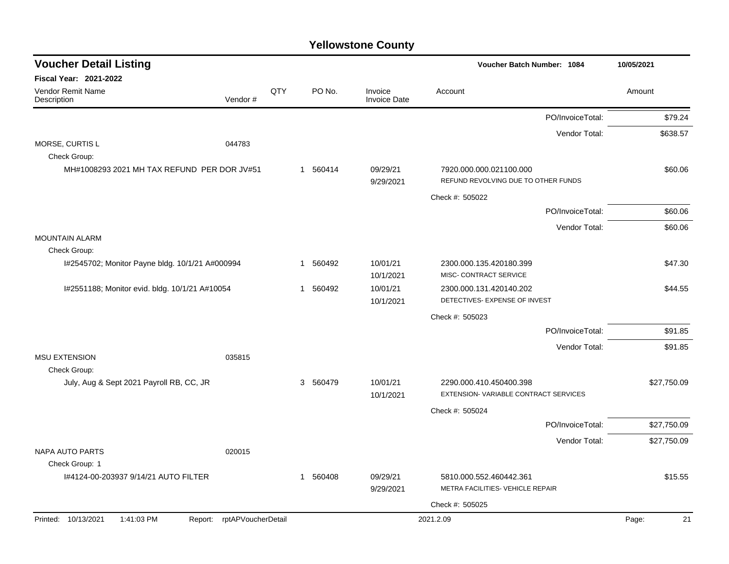# Yellowstone County

## Voucher Detail Listing

**Voucher Batch Number: 1084** | **10/05/2021**

**Fiscal Year: 2021-2022**

| Vendor Remit Name / Description | Vendor # | QTY | PO No. | Invoice / Invoice Date | Account | Amount |
|---|---|---|---|---|---|---|
| | | | | | PO/InvoiceTotal: | $79.24 |
| | | | | | Vendor Total: | $638.57 |
| MORSE, CURTIS L | 044783 | | | | | |
| Check Group: | | | | | | |
| MH#1008293 2021 MH TAX REFUND PER DOR JV#51 | | 1 | 560414 | 09/29/21 9/29/2021 | 7920.000.000.021100.000 REFUND REVOLVING DUE TO OTHER FUNDS | $60.06 |
| | | | | | Check #: 505022 | |
| | | | | | PO/InvoiceTotal: | $60.06 |
| | | | | | Vendor Total: | $60.06 |
| MOUNTAIN ALARM | | | | | | |
| Check Group: | | | | | | |
| I#2545702; Monitor Payne bldg. 10/1/21 A#000994 | | 1 | 560492 | 10/01/21 10/1/2021 | 2300.000.135.420180.399 MISC- CONTRACT SERVICE | $47.30 |
| I#2551188; Monitor evid. bldg. 10/1/21 A#10054 | | 1 | 560492 | 10/01/21 10/1/2021 | 2300.000.131.420140.202 DETECTIVES- EXPENSE OF INVEST | $44.55 |
| | | | | | Check #: 505023 | |
| | | | | | PO/InvoiceTotal: | $91.85 |
| | | | | | Vendor Total: | $91.85 |
| MSU EXTENSION | 035815 | | | | | |
| Check Group: | | | | | | |
| July, Aug & Sept 2021 Payroll RB, CC, JR | | 3 | 560479 | 10/01/21 10/1/2021 | 2290.000.410.450400.398 EXTENSION- VARIABLE CONTRACT SERVICES | $27,750.09 |
| | | | | | Check #: 505024 | |
| | | | | | PO/InvoiceTotal: | $27,750.09 |
| | | | | | Vendor Total: | $27,750.09 |
| NAPA AUTO PARTS | 020015 | | | | | |
| Check Group: 1 | | | | | | |
| I#4124-00-203937 9/14/21 AUTO FILTER | | 1 | 560408 | 09/29/21 9/29/2021 | 5810.000.552.460442.361 METRA FACILITIES- VEHICLE REPAIR | $15.55 |
| | | | | | Check #: 505025 | |

Printed: 10/13/2021 1:41:03 PM Report: rptAPVoucherDetail 2021.2.09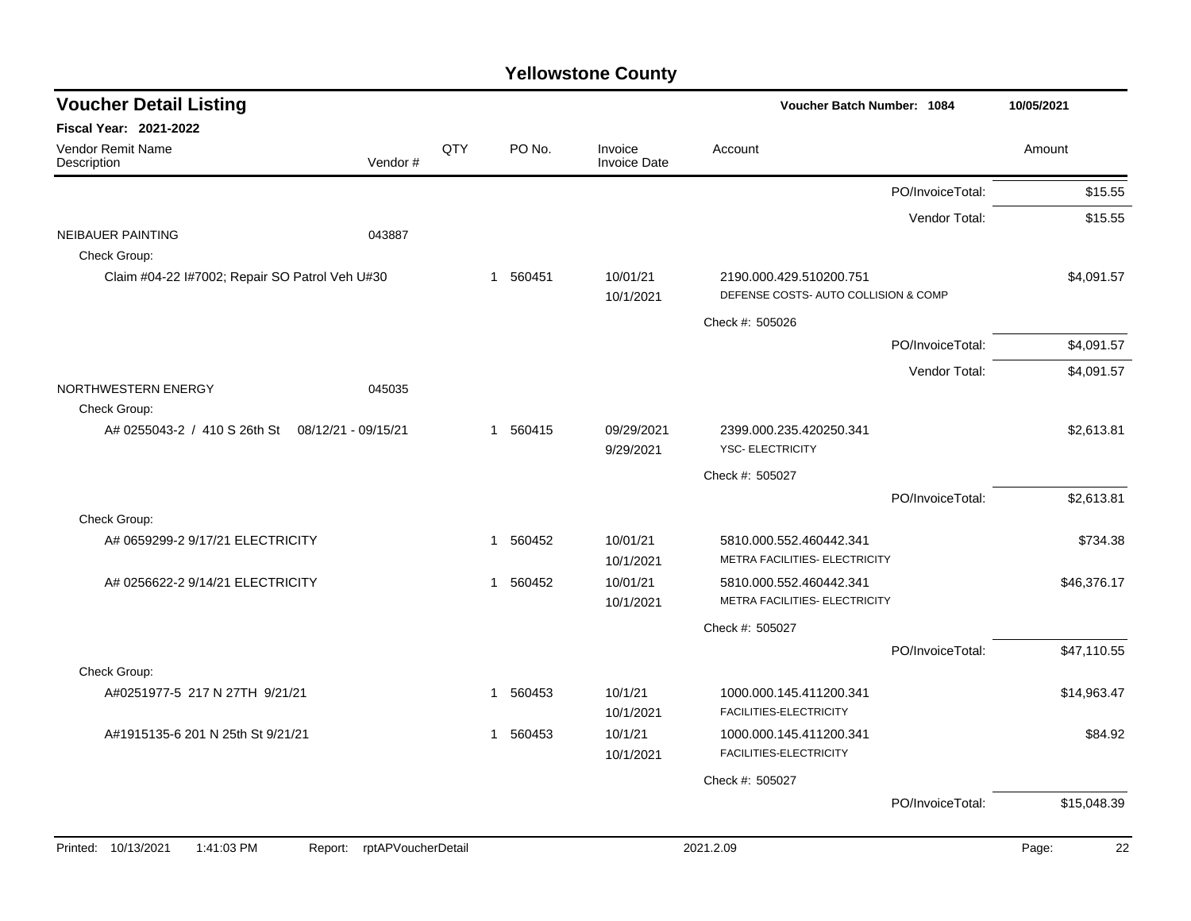# Yellowstone County

## Voucher Detail Listing

Voucher Batch Number: 1084 — 10/05/2021

**Fiscal Year: 2021-2022**

| Vendor Remit Name / Description | Vendor # | QTY | PO No. | Invoice / Invoice Date | Account | Amount |
|---|---|---|---|---|---|---|
| | | | | | PO/InvoiceTotal: | $15.55 |
| | | | | | Vendor Total: | $15.55 |
| NEIBAUER PAINTING | 043887 | | | | | |
| Check Group: | | | | | | |
| Claim #04-22 I#7002; Repair SO Patrol Veh U#30 | | 1 | 560451 | 10/01/21 10/1/2021 | 2190.000.429.510200.751 DEFENSE COSTS- AUTO COLLISION & COMP | $4,091.57 |
| | | | | | Check #: 505026 | |
| | | | | | PO/InvoiceTotal: | $4,091.57 |
| | | | | | Vendor Total: | $4,091.57 |
| NORTHWESTERN ENERGY | 045035 | | | | | |
| Check Group: | | | | | | |
| A# 0255043-2 / 410 S 26th St 08/12/21 - 09/15/21 | | 1 | 560415 | 09/29/2021 9/29/2021 | 2399.000.235.420250.341 YSC- ELECTRICITY | $2,613.81 |
| | | | | | Check #: 505027 | |
| | | | | | PO/InvoiceTotal: | $2,613.81 |
| Check Group: | | | | | | |
| A# 0659299-2 9/17/21 ELECTRICITY | | 1 | 560452 | 10/01/21 10/1/2021 | 5810.000.552.460442.341 METRA FACILITIES- ELECTRICITY | $734.38 |
| A# 0256622-2 9/14/21 ELECTRICITY | | 1 | 560452 | 10/01/21 10/1/2021 | 5810.000.552.460442.341 METRA FACILITIES- ELECTRICITY | $46,376.17 |
| | | | | | Check #: 505027 | |
| | | | | | PO/InvoiceTotal: | $47,110.55 |
| Check Group: | | | | | | |
| A#0251977-5 217 N 27TH 9/21/21 | | 1 | 560453 | 10/1/21 10/1/2021 | 1000.000.145.411200.341 FACILITIES-ELECTRICITY | $14,963.47 |
| A#1915135-6 201 N 25th St 9/21/21 | | 1 | 560453 | 10/1/21 10/1/2021 | 1000.000.145.411200.341 FACILITIES-ELECTRICITY | $84.92 |
| | | | | | Check #: 505027 | |
| | | | | | PO/InvoiceTotal: | $15,048.39 |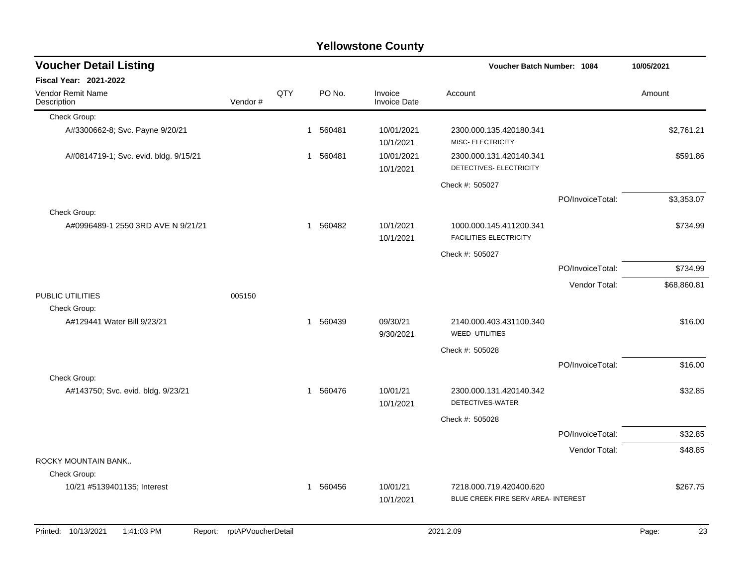# Yellowstone County

## Voucher Detail Listing

**Voucher Batch Number: 1084** — 10/05/2021

**Fiscal Year: 2021-2022**

| Vendor Remit Name / Description | Vendor # | QTY | PO No. | Invoice / Invoice Date | Account | Amount |
|---|---|---|---|---|---|---|
| Check Group: | | | | | | |
| A#3300662-8; Svc. Payne 9/20/21 | | 1 | 560481 | 10/01/2021<br>10/1/2021 | 2300.000.135.420180.341<br>MISC- ELECTRICITY | $2,761.21 |
| A#0814719-1; Svc. evid. bldg. 9/15/21 | | 1 | 560481 | 10/01/2021<br>10/1/2021 | 2300.000.131.420140.341<br>DETECTIVES- ELECTRICITY | $591.86 |
| | | | | | Check #: 505027 | |
| | | | | | PO/InvoiceTotal: | $3,353.07 |
| Check Group: | | | | | | |
| A#0996489-1 2550 3RD AVE N 9/21/21 | | 1 | 560482 | 10/1/2021<br>10/1/2021 | 1000.000.145.411200.341<br>FACILITIES-ELECTRICITY | $734.99 |
| | | | | | Check #: 505027 | |
| | | | | | PO/InvoiceTotal: | $734.99 |
| | | | | | Vendor Total: | $68,860.81 |
| PUBLIC UTILITIES | 005150 | | | | | |
| Check Group: | | | | | | |
| A#129441 Water Bill 9/23/21 | | 1 | 560439 | 09/30/21<br>9/30/2021 | 2140.000.403.431100.340<br>WEED- UTILITIES | $16.00 |
| | | | | | Check #: 505028 | |
| | | | | | PO/InvoiceTotal: | $16.00 |
| Check Group: | | | | | | |
| A#143750; Svc. evid. bldg. 9/23/21 | | 1 | 560476 | 10/01/21<br>10/1/2021 | 2300.000.131.420140.342<br>DETECTIVES-WATER | $32.85 |
| | | | | | Check #: 505028 | |
| | | | | | PO/InvoiceTotal: | $32.85 |
| | | | | | Vendor Total: | $48.85 |
| ROCKY MOUNTAIN BANK.. | | | | | | |
| Check Group: | | | | | | |
| 10/21 #5139401135; Interest | | 1 | 560456 | 10/01/21<br>10/1/2021 | 7218.000.719.420400.620<br>BLUE CREEK FIRE SERV AREA- INTEREST | $267.75 |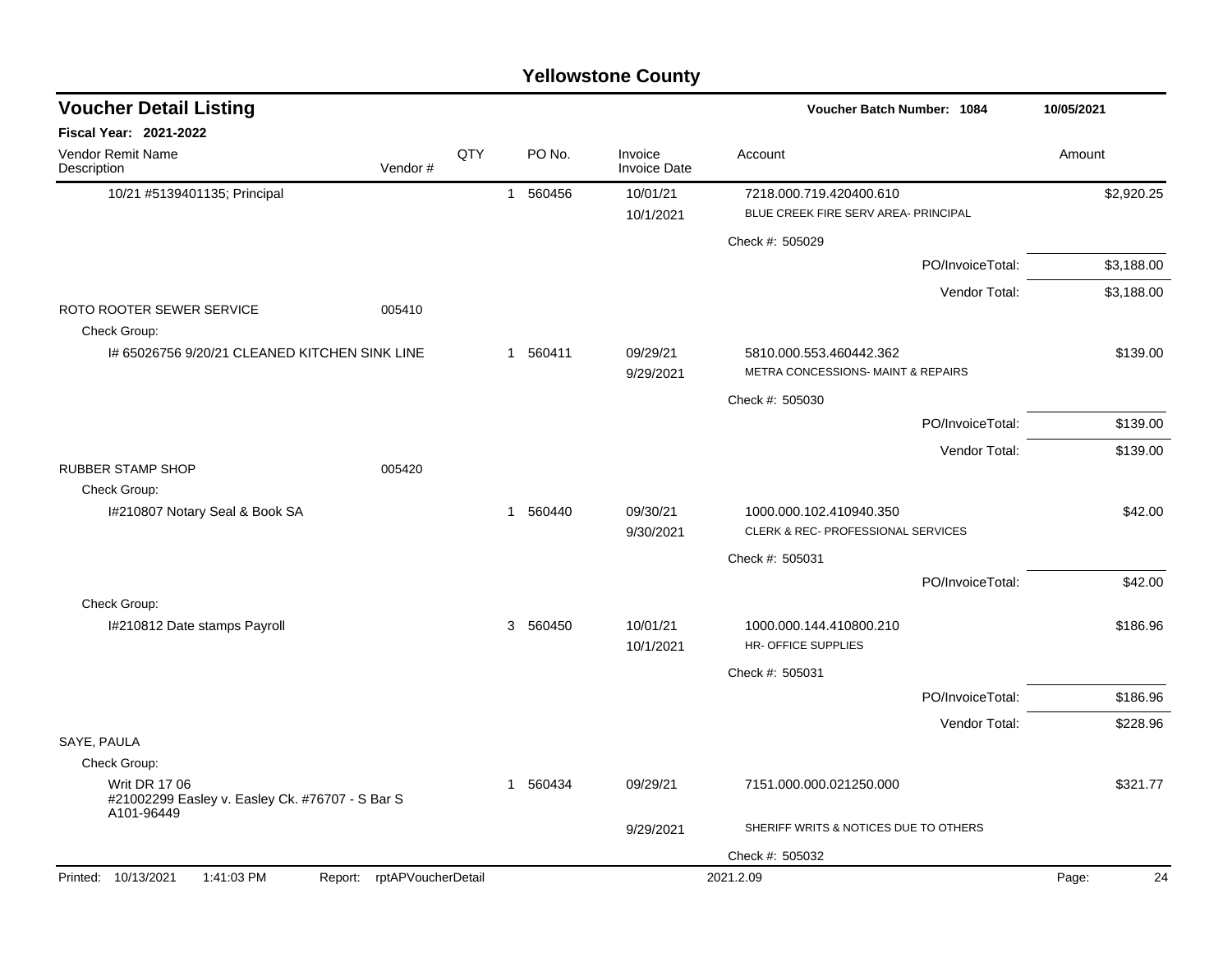# Yellowstone County

## Voucher Detail Listing

**Voucher Batch Number: 1084** 10/05/2021

**Fiscal Year: 2021-2022**

| Vendor Remit Name / Description | Vendor # | QTY | PO No. | Invoice / Invoice Date | Account | Amount |
|---|---|---|---|---|---|---|
| 10/21 #5139401135; Principal | | 1 | 560456 | 10/01/21 / 10/1/2021 | 7218.000.719.420400.610 BLUE CREEK FIRE SERV AREA- PRINCIPAL | $2,920.25 |
| | | | | | Check #: 505029 | |
| | | | | | PO/InvoiceTotal: | $3,188.00 |
| | | | | | Vendor Total: | $3,188.00 |
| ROTO ROOTER SEWER SERVICE | 005410 | | | | | |
| Check Group: | | | | | | |
| I# 65026756 9/20/21 CLEANED KITCHEN SINK LINE | | 1 | 560411 | 09/29/21 / 9/29/2021 | 5810.000.553.460442.362 METRA CONCESSIONS- MAINT & REPAIRS | $139.00 |
| | | | | | Check #: 505030 | |
| | | | | | PO/InvoiceTotal: | $139.00 |
| | | | | | Vendor Total: | $139.00 |
| RUBBER STAMP SHOP | 005420 | | | | | |
| Check Group: | | | | | | |
| I#210807 Notary Seal & Book SA | | 1 | 560440 | 09/30/21 / 9/30/2021 | 1000.000.102.410940.350 CLERK & REC- PROFESSIONAL SERVICES | $42.00 |
| | | | | | Check #: 505031 | |
| | | | | | PO/InvoiceTotal: | $42.00 |
| Check Group: | | | | | | |
| I#210812 Date stamps Payroll | | 3 | 560450 | 10/01/21 / 10/1/2021 | 1000.000.144.410800.210 HR- OFFICE SUPPLIES | $186.96 |
| | | | | | Check #: 505031 | |
| | | | | | PO/InvoiceTotal: | $186.96 |
| | | | | | Vendor Total: | $228.96 |
| SAYE, PAULA | | | | | | |
| Check Group: | | | | | | |
| Writ DR 17 06 #21002299 Easley v. Easley Ck. #76707 - S Bar S A101-96449 | | 1 | 560434 | 09/29/21 / 9/29/2021 | 7151.000.000.021250.000 SHERIFF WRITS & NOTICES DUE TO OTHERS | $321.77 |
| | | | | | Check #: 505032 | |

Printed: 10/13/2021 1:41:03 PM Report: rptAPVoucherDetail 2021.2.09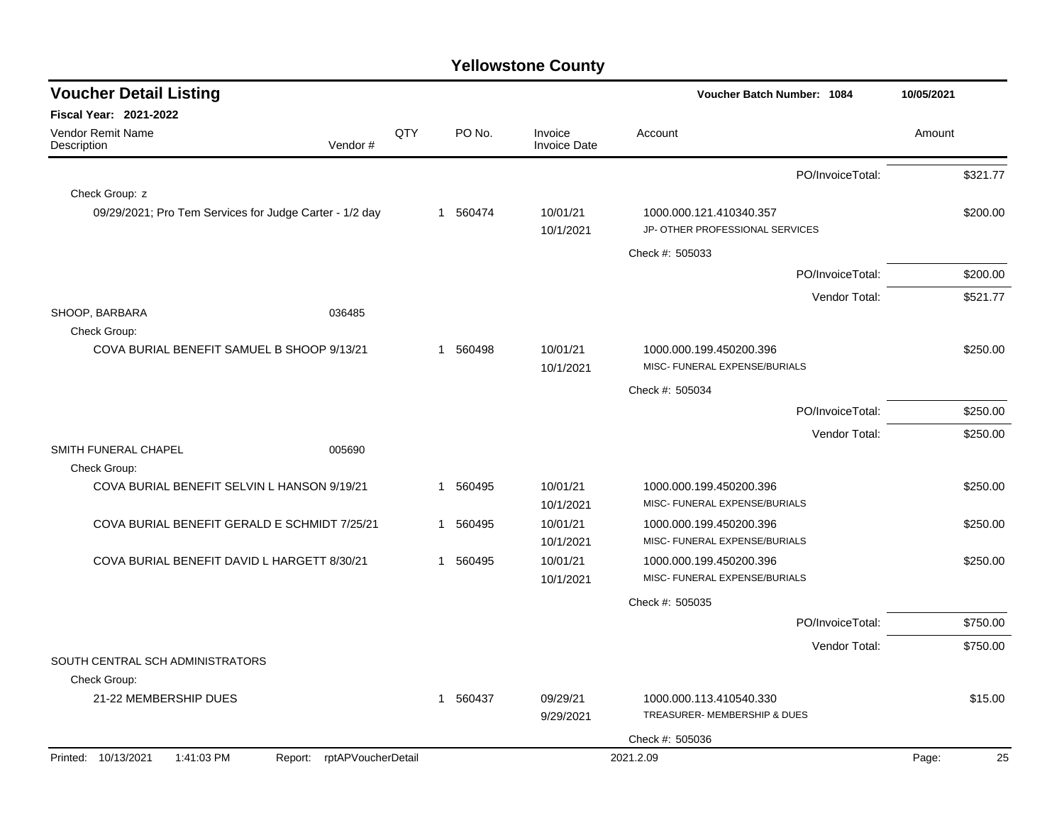# Yellowstone County

## Voucher Detail Listing

**Voucher Batch Number: 1084** — 10/05/2021

**Fiscal Year: 2021-2022**

| Vendor Remit Name / Description | Vendor # | QTY | PO No. | Invoice / Invoice Date | Account | Amount |
|---|---|---|---|---|---|---|
| | | | | | PO/InvoiceTotal: | $321.77 |
| Check Group: z | | | | | | |
| 09/29/2021; Pro Tem Services for Judge Carter - 1/2 day | | 1 | 560474 | 10/01/21 10/1/2021 | 1000.000.121.410340.357 JP- OTHER PROFESSIONAL SERVICES | $200.00 |
| | | | | | Check #: 505033 | |
| | | | | | PO/InvoiceTotal: | $200.00 |
| | | | | | Vendor Total: | $521.77 |
| SHOOP, BARBARA | 036485 | | | | | |
| Check Group: | | | | | | |
| COVA BURIAL BENEFIT SAMUEL B SHOOP 9/13/21 | | 1 | 560498 | 10/01/21 10/1/2021 | 1000.000.199.450200.396 MISC- FUNERAL EXPENSE/BURIALS | $250.00 |
| | | | | | Check #: 505034 | |
| | | | | | PO/InvoiceTotal: | $250.00 |
| | | | | | Vendor Total: | $250.00 |
| SMITH FUNERAL CHAPEL | 005690 | | | | | |
| Check Group: | | | | | | |
| COVA BURIAL BENEFIT SELVIN L HANSON 9/19/21 | | 1 | 560495 | 10/01/21 10/1/2021 | 1000.000.199.450200.396 MISC- FUNERAL EXPENSE/BURIALS | $250.00 |
| COVA BURIAL BENEFIT GERALD E SCHMIDT 7/25/21 | | 1 | 560495 | 10/01/21 10/1/2021 | 1000.000.199.450200.396 MISC- FUNERAL EXPENSE/BURIALS | $250.00 |
| COVA BURIAL BENEFIT DAVID L HARGETT 8/30/21 | | 1 | 560495 | 10/01/21 10/1/2021 | 1000.000.199.450200.396 MISC- FUNERAL EXPENSE/BURIALS | $250.00 |
| | | | | | Check #: 505035 | |
| | | | | | PO/InvoiceTotal: | $750.00 |
| | | | | | Vendor Total: | $750.00 |
| SOUTH CENTRAL SCH ADMINISTRATORS | | | | | | |
| Check Group: | | | | | | |
| 21-22 MEMBERSHIP DUES | | 1 | 560437 | 09/29/21 9/29/2021 | 1000.000.113.410540.330 TREASURER- MEMBERSHIP & DUES | $15.00 |
| | | | | | Check #: 505036 | |

Printed: 10/13/2021 1:41:03 PM Report: rptAPVoucherDetail 2021.2.09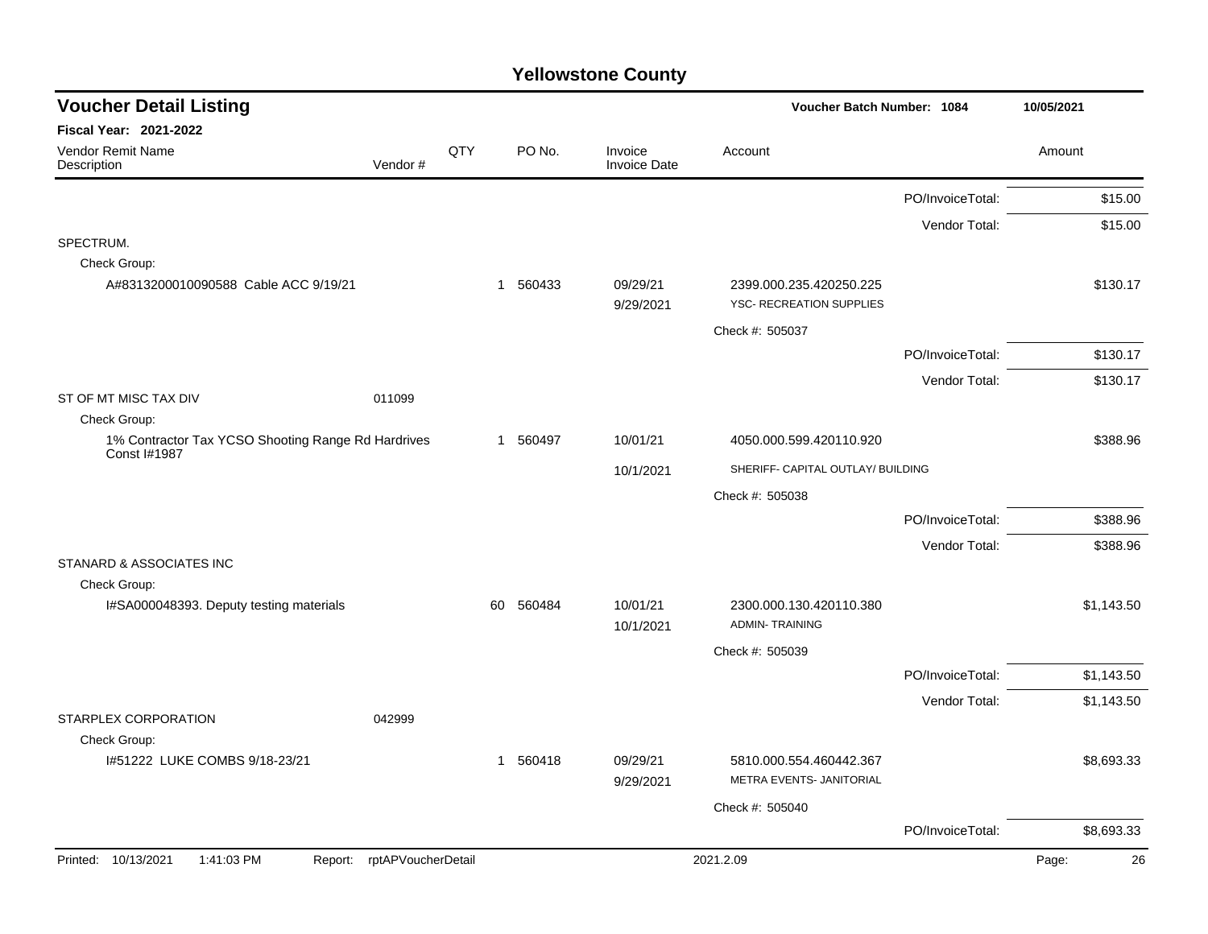# Yellowstone County

## Voucher Detail Listing

**Voucher Batch Number: 1084** — 10/05/2021

**Fiscal Year: 2021-2022**

| Vendor Remit Name / Description | Vendor # | QTY | PO No. | Invoice / Invoice Date | Account | | Amount |
|---|---|---|---|---|---|---|---|
| | | | | | | PO/InvoiceTotal: | $15.00 |
| | | | | | | Vendor Total: | $15.00 |
| SPECTRUM. | | | | | | | |
| Check Group: | | | | | | | |
| A#8313200010090588 Cable ACC 9/19/21 | | 1 | 560433 | 09/29/21 9/29/2021 | 2399.000.235.420250.225 YSC- RECREATION SUPPLIES | | $130.17 |
| | | | | | Check #: 505037 | | |
| | | | | | | PO/InvoiceTotal: | $130.17 |
| | | | | | | Vendor Total: | $130.17 |
| ST OF MT MISC TAX DIV | 011099 | | | | | | |
| Check Group: | | | | | | | |
| 1% Contractor Tax YCSO Shooting Range Rd Hardrives Const I#1987 | | 1 | 560497 | 10/01/21 10/1/2021 | 4050.000.599.420110.920 SHERIFF- CAPITAL OUTLAY/ BUILDING | | $388.96 |
| | | | | | Check #: 505038 | | |
| | | | | | | PO/InvoiceTotal: | $388.96 |
| | | | | | | Vendor Total: | $388.96 |
| STANARD & ASSOCIATES INC | | | | | | | |
| Check Group: | | | | | | | |
| I#SA000048393. Deputy testing materials | | 60 | 560484 | 10/01/21 10/1/2021 | 2300.000.130.420110.380 ADMIN- TRAINING | | $1,143.50 |
| | | | | | Check #: 505039 | | |
| | | | | | | PO/InvoiceTotal: | $1,143.50 |
| | | | | | | Vendor Total: | $1,143.50 |
| STARPLEX CORPORATION | 042999 | | | | | | |
| Check Group: | | | | | | | |
| I#51222 LUKE COMBS 9/18-23/21 | | 1 | 560418 | 09/29/21 9/29/2021 | 5810.000.554.460442.367 METRA EVENTS- JANITORIAL | | $8,693.33 |
| | | | | | Check #: 505040 | | |
| | | | | | | PO/InvoiceTotal: | $8,693.33 |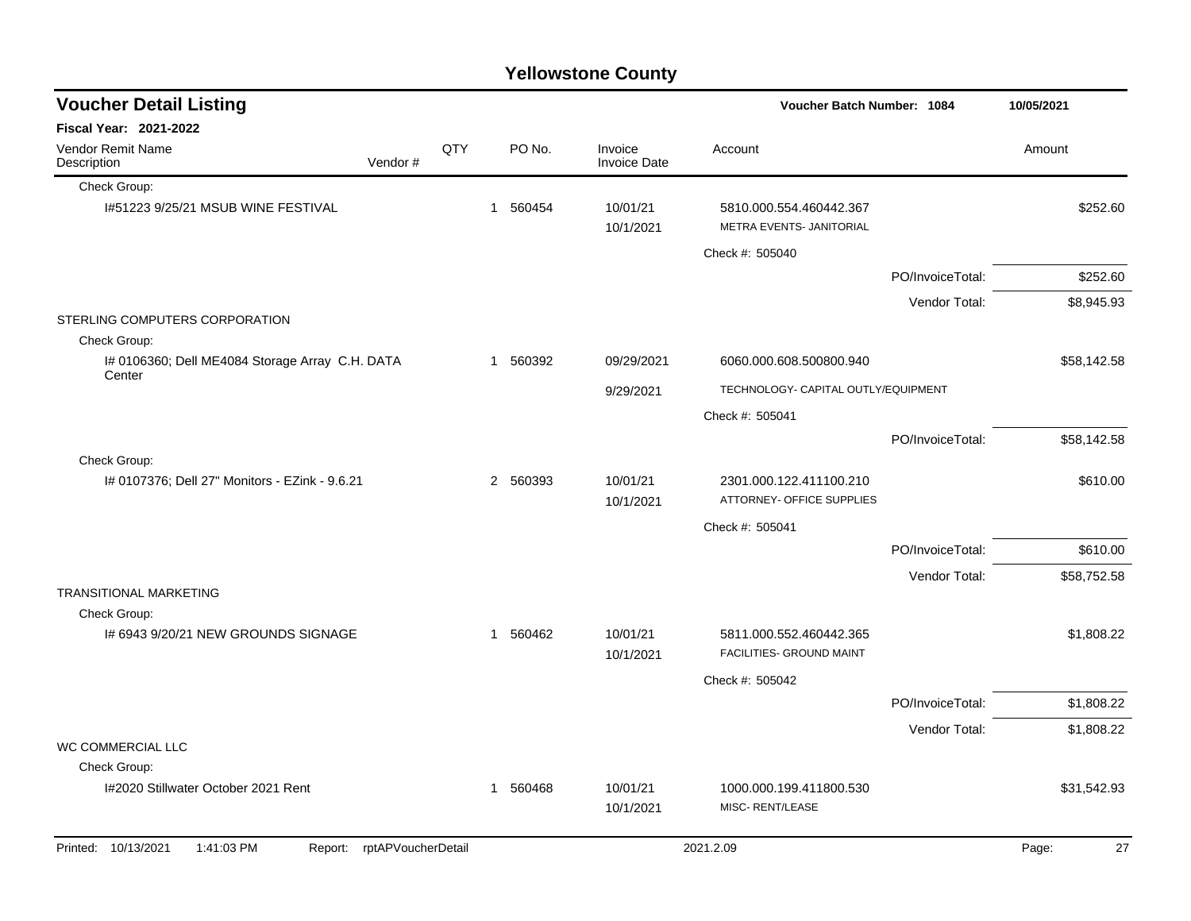# Yellowstone County

## Voucher Detail Listing

**Voucher Batch Number: 1084** — 10/05/2021

**Fiscal Year: 2021-2022**

| Vendor Remit Name / Description | Vendor # | QTY | PO No. | Invoice / Invoice Date | Account | Amount |
|---|---|---|---|---|---|---|
| Check Group: | | | | | | |
| I#51223 9/25/21 MSUB WINE FESTIVAL | | 1 | 560454 | 10/01/21 10/1/2021 | 5810.000.554.460442.367 METRA EVENTS- JANITORIAL | $252.60 |
| | | | | | Check #: 505040 | |
| | | | | | PO/InvoiceTotal: | $252.60 |
| | | | | | Vendor Total: | $8,945.93 |
| STERLING COMPUTERS CORPORATION | | | | | | |
| Check Group: | | | | | | |
| I# 0106360; Dell ME4084 Storage Array C.H. DATA Center | | 1 | 560392 | 09/29/2021 9/29/2021 | 6060.000.608.500800.940 TECHNOLOGY- CAPITAL OUTLY/EQUIPMENT | $58,142.58 |
| | | | | | Check #: 505041 | |
| | | | | | PO/InvoiceTotal: | $58,142.58 |
| Check Group: | | | | | | |
| I# 0107376; Dell 27" Monitors - EZink - 9.6.21 | | 2 | 560393 | 10/01/21 10/1/2021 | 2301.000.122.411100.210 ATTORNEY- OFFICE SUPPLIES | $610.00 |
| | | | | | Check #: 505041 | |
| | | | | | PO/InvoiceTotal: | $610.00 |
| | | | | | Vendor Total: | $58,752.58 |
| TRANSITIONAL MARKETING | | | | | | |
| Check Group: | | | | | | |
| I# 6943 9/20/21 NEW GROUNDS SIGNAGE | | 1 | 560462 | 10/01/21 10/1/2021 | 5811.000.552.460442.365 FACILITIES- GROUND MAINT | $1,808.22 |
| | | | | | Check #: 505042 | |
| | | | | | PO/InvoiceTotal: | $1,808.22 |
| | | | | | Vendor Total: | $1,808.22 |
| WC COMMERCIAL LLC | | | | | | |
| Check Group: | | | | | | |
| I#2020 Stillwater October 2021 Rent | | 1 | 560468 | 10/01/21 10/1/2021 | 1000.000.199.411800.530 MISC- RENT/LEASE | $31,542.93 |

Printed: 10/13/2021 1:41:03 PM Report: rptAPVoucherDetail 2021.2.09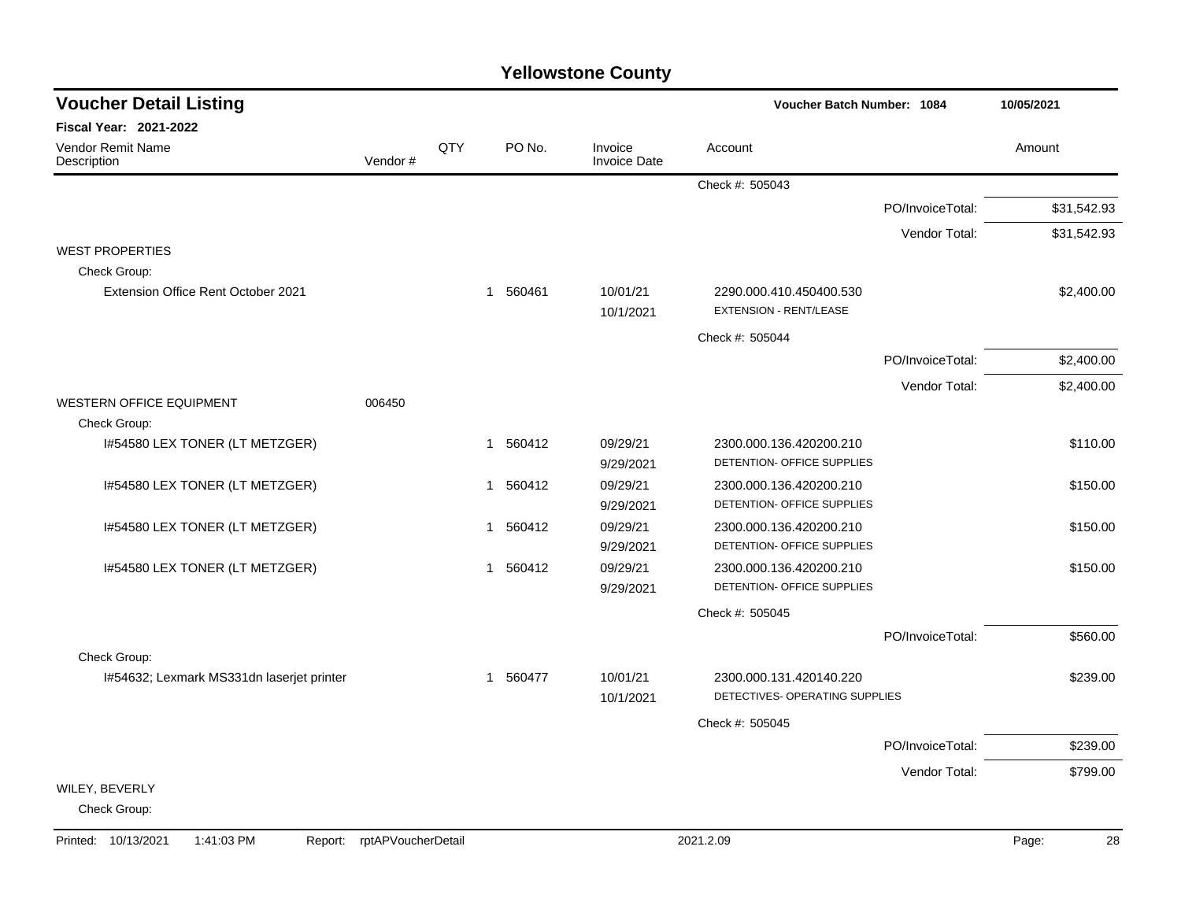# Yellowstone County

## Voucher Detail Listing

**Voucher Batch Number: 1084** — 10/05/2021

**Fiscal Year: 2021-2022**

| Vendor Remit Name / Description | Vendor # | QTY | PO No. | Invoice / Invoice Date | Account | Amount |
|---|---|---|---|---|---|---|
| | | | | | Check #: 505043 | |
| | | | | | PO/InvoiceTotal: | $31,542.93 |
| | | | | | Vendor Total: | $31,542.93 |
| WEST PROPERTIES | | | | | | |
| Check Group: | | | | | | |
| Extension Office Rent October 2021 | | 1 | 560461 | 10/01/21 10/1/2021 | 2290.000.410.450400.530 EXTENSION - RENT/LEASE | $2,400.00 |
| | | | | | Check #: 505044 | |
| | | | | | PO/InvoiceTotal: | $2,400.00 |
| | | | | | Vendor Total: | $2,400.00 |
| WESTERN OFFICE EQUIPMENT | 006450 | | | | | |
| Check Group: | | | | | | |
| I#54580 LEX TONER (LT METZGER) | | 1 | 560412 | 09/29/21 9/29/2021 | 2300.000.136.420200.210 DETENTION- OFFICE SUPPLIES | $110.00 |
| I#54580 LEX TONER (LT METZGER) | | 1 | 560412 | 09/29/21 9/29/2021 | 2300.000.136.420200.210 DETENTION- OFFICE SUPPLIES | $150.00 |
| I#54580 LEX TONER (LT METZGER) | | 1 | 560412 | 09/29/21 9/29/2021 | 2300.000.136.420200.210 DETENTION- OFFICE SUPPLIES | $150.00 |
| I#54580 LEX TONER (LT METZGER) | | 1 | 560412 | 09/29/21 9/29/2021 | 2300.000.136.420200.210 DETENTION- OFFICE SUPPLIES | $150.00 |
| | | | | | Check #: 505045 | |
| | | | | | PO/InvoiceTotal: | $560.00 |
| Check Group: | | | | | | |
| I#54632; Lexmark MS331dn laserjet printer | | 1 | 560477 | 10/01/21 10/1/2021 | 2300.000.131.420140.220 DETECTIVES- OPERATING SUPPLIES | $239.00 |
| | | | | | Check #: 505045 | |
| | | | | | PO/InvoiceTotal: | $239.00 |
| | | | | | Vendor Total: | $799.00 |
| WILEY, BEVERLY | | | | | | |
| Check Group: | | | | | | |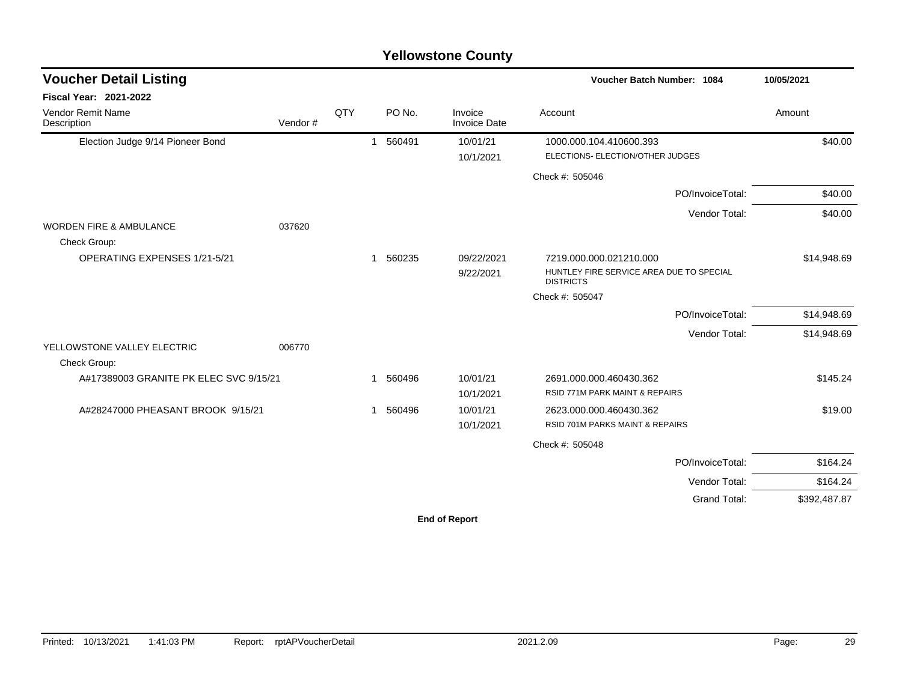# Yellowstone County

## Voucher Detail Listing

**Voucher Batch Number: 1084** **10/05/2021**

**Fiscal Year: 2021-2022**

| Vendor Remit Name / Description | Vendor # | QTY | PO No. | Invoice / Invoice Date | Account | Amount |
|---|---|---|---|---|---|---|
| Election Judge 9/14 Pioneer Bond | | 1 | 560491 | 10/01/21<br>10/1/2021 | 1000.000.104.410600.393<br>ELECTIONS- ELECTION/OTHER JUDGES | $40.00 |
| | | | | | Check #: 505046 | |
| | | | | | PO/InvoiceTotal: | $40.00 |
| | | | | | Vendor Total: | $40.00 |
| WORDEN FIRE & AMBULANCE | 037620 | | | | | |
| Check Group: | | | | | | |
| OPERATING EXPENSES 1/21-5/21 | | 1 | 560235 | 09/22/2021<br>9/22/2021 | 7219.000.000.021210.000<br>HUNTLEY FIRE SERVICE AREA DUE TO SPECIAL DISTRICTS | $14,948.69 |
| | | | | | Check #: 505047 | |
| | | | | | PO/InvoiceTotal: | $14,948.69 |
| | | | | | Vendor Total: | $14,948.69 |
| YELLOWSTONE VALLEY ELECTRIC | 006770 | | | | | |
| Check Group: | | | | | | |
| A#17389003 GRANITE PK ELEC SVC 9/15/21 | | 1 | 560496 | 10/01/21<br>10/1/2021 | 2691.000.000.460430.362<br>RSID 771M PARK MAINT & REPAIRS | $145.24 |
| A#28247000 PHEASANT BROOK 9/15/21 | | 1 | 560496 | 10/01/21<br>10/1/2021 | 2623.000.000.460430.362<br>RSID 701M PARKS MAINT & REPAIRS | $19.00 |
| | | | | | Check #: 505048 | |
| | | | | | PO/InvoiceTotal: | $164.24 |
| | | | | | Vendor Total: | $164.24 |
| | | | | | Grand Total: | $392,487.87 |

**End of Report**